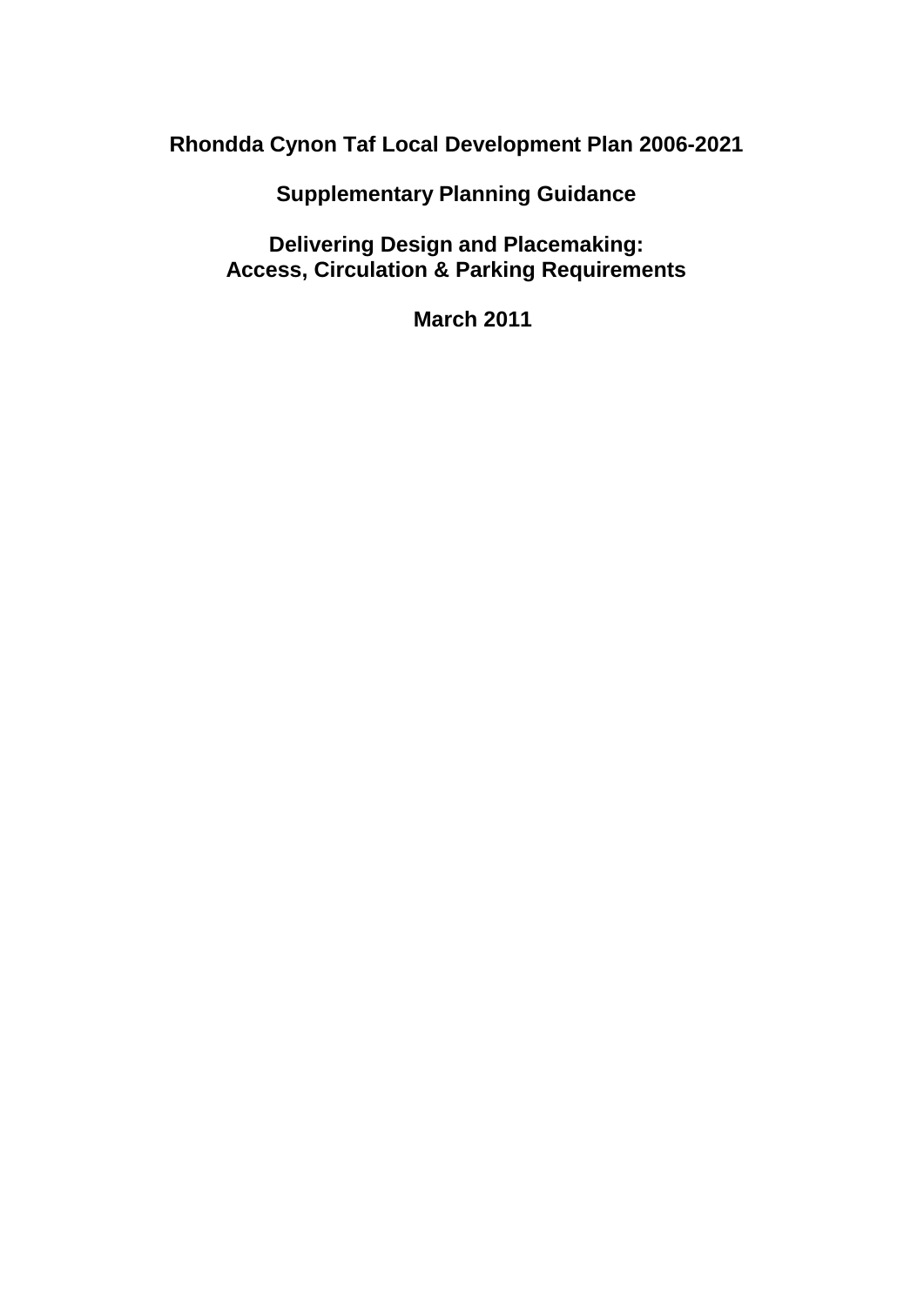# Rhondda Cynon Taf Local Development Plan 2006-2021

## Supplementary Planning Guidance

## Delivering Design and Placemaking: Access, Circulation & Parking Requirements

**March 2011**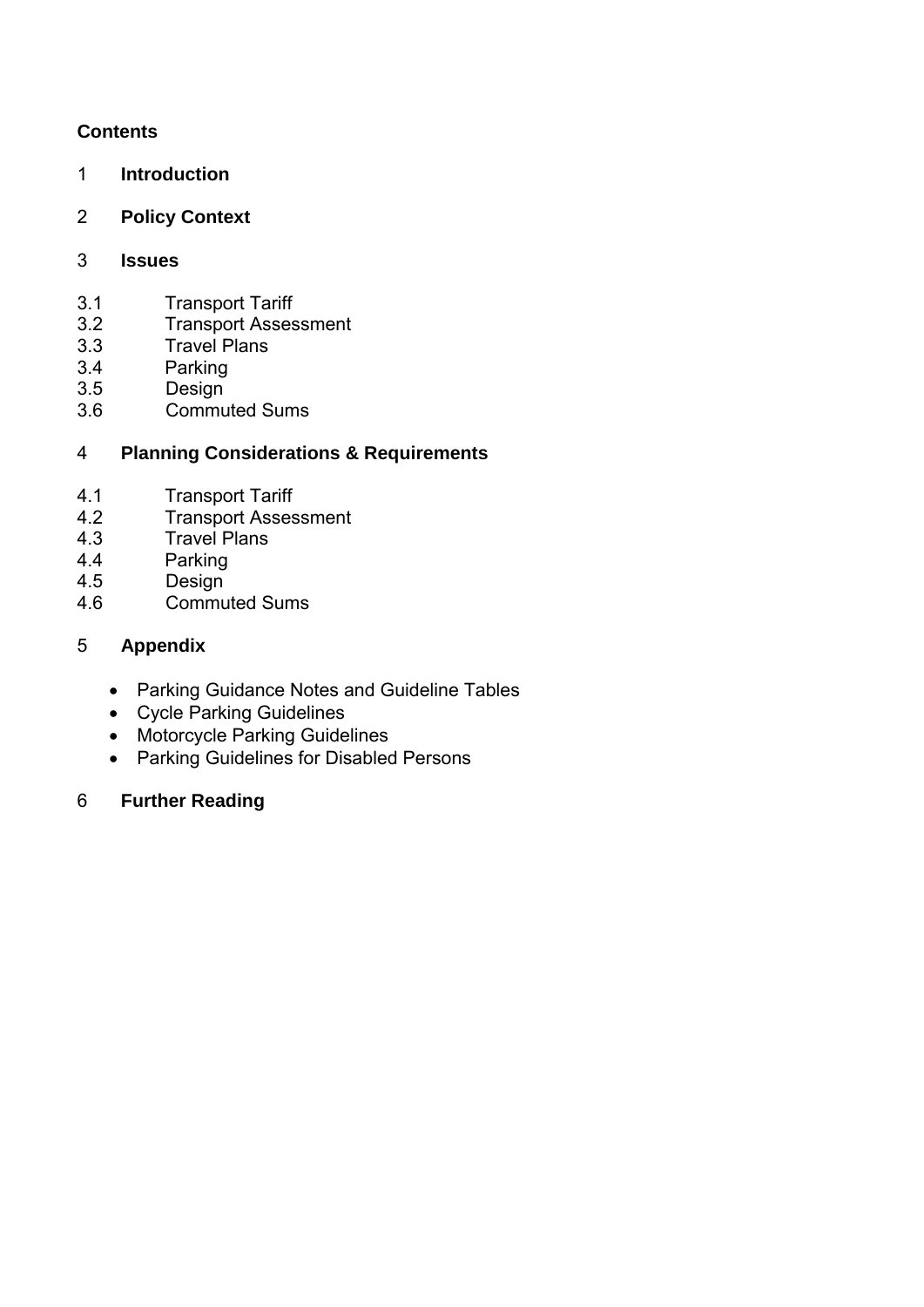## Contents

**1 Introduction**

**2 Policy Context**

**3 Issues**

3.1 Transport Tariff
3.2 Transport Assessment
3.3 Travel Plans
3.4 Parking
3.5 Design
3.6 Commuted Sums

**4 Planning Considerations & Requirements**

4.1 Transport Tariff
4.2 Transport Assessment
4.3 Travel Plans
4.4 Parking
4.5 Design
4.6 Commuted Sums

**5 Appendix**

- Parking Guidance Notes and Guideline Tables
- Cycle Parking Guidelines
- Motorcycle Parking Guidelines
- Parking Guidelines for Disabled Persons

**6 Further Reading**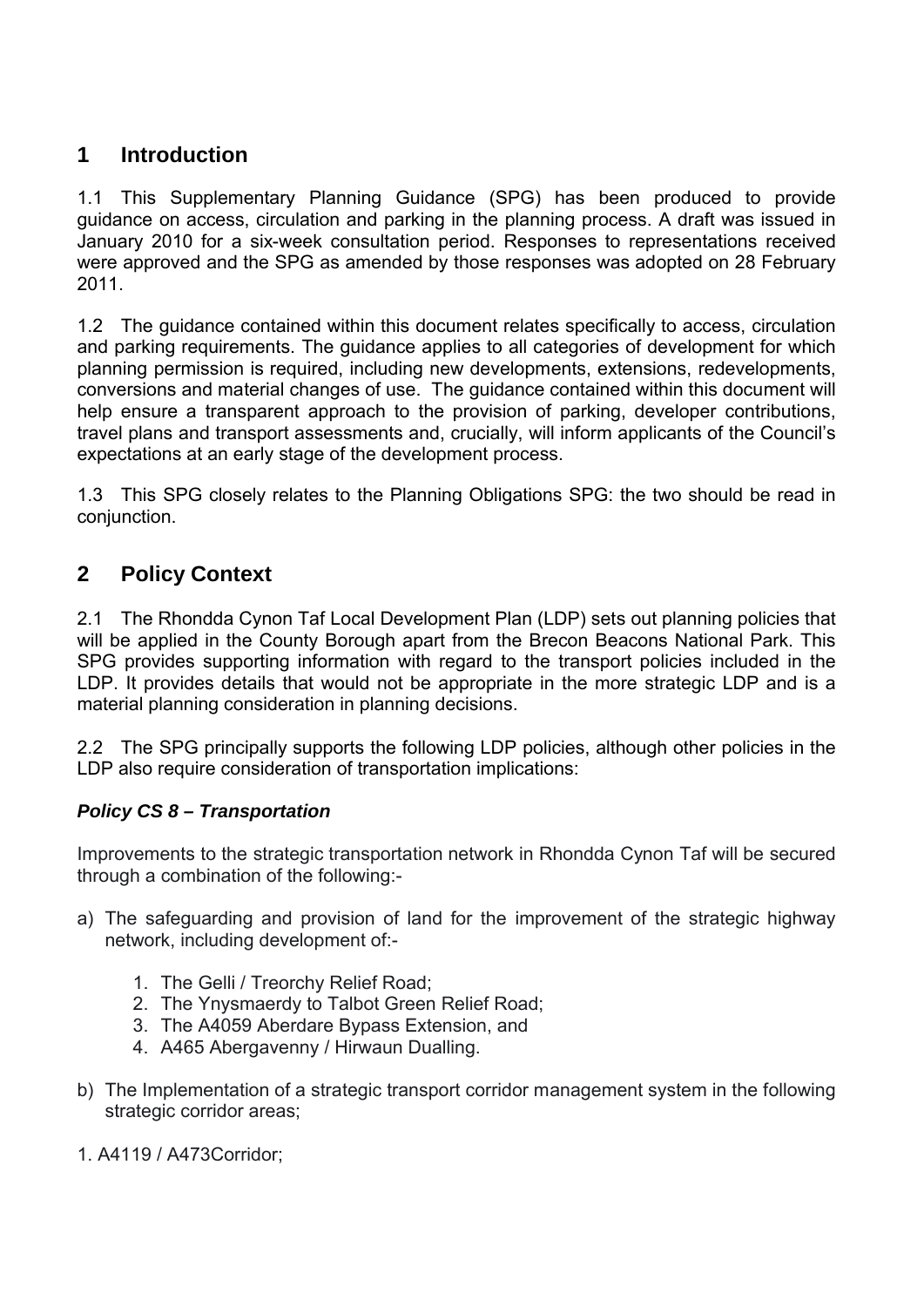## 1 Introduction

1.1 This Supplementary Planning Guidance (SPG) has been produced to provide guidance on access, circulation and parking in the planning process. A draft was issued in January 2010 for a six-week consultation period. Responses to representations received were approved and the SPG as amended by those responses was adopted on 28 February 2011.

1.2 The guidance contained within this document relates specifically to access, circulation and parking requirements. The guidance applies to all categories of development for which planning permission is required, including new developments, extensions, redevelopments, conversions and material changes of use. The guidance contained within this document will help ensure a transparent approach to the provision of parking, developer contributions, travel plans and transport assessments and, crucially, will inform applicants of the Council's expectations at an early stage of the development process.

1.3 This SPG closely relates to the Planning Obligations SPG: the two should be read in conjunction.

## 2 Policy Context

2.1 The Rhondda Cynon Taf Local Development Plan (LDP) sets out planning policies that will be applied in the County Borough apart from the Brecon Beacons National Park. This SPG provides supporting information with regard to the transport policies included in the LDP. It provides details that would not be appropriate in the more strategic LDP and is a material planning consideration in planning decisions.

2.2 The SPG principally supports the following LDP policies, although other policies in the LDP also require consideration of transportation implications:

***Policy CS 8 – Transportation***

Improvements to the strategic transportation network in Rhondda Cynon Taf will be secured through a combination of the following:-

a) The safeguarding and provision of land for the improvement of the strategic highway network, including development of:-

    1. The Gelli / Treorchy Relief Road;
    2. The Ynysmaerdy to Talbot Green Relief Road;
    3. The A4059 Aberdare Bypass Extension, and
    4. A465 Abergavenny / Hirwaun Dualling.

b) The Implementation of a strategic transport corridor management system in the following strategic corridor areas;

1. A4119 / A473Corridor;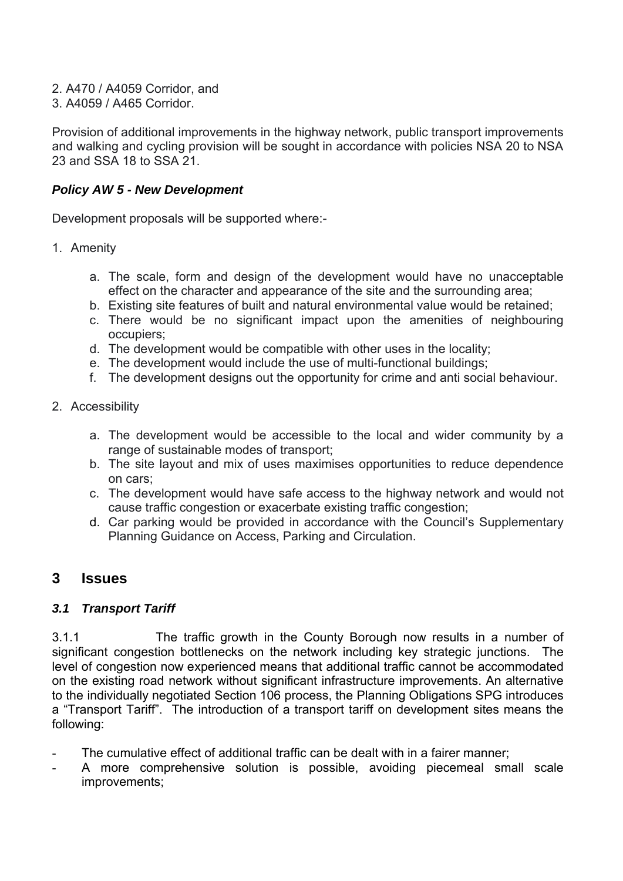2. A470 / A4059 Corridor, and
3. A4059 / A465 Corridor.

Provision of additional improvements in the highway network, public transport improvements and walking and cycling provision will be sought in accordance with policies NSA 20 to NSA 23 and SSA 18 to SSA 21.

***Policy AW 5 - New Development***

Development proposals will be supported where:-

1. Amenity

    a. The scale, form and design of the development would have no unacceptable effect on the character and appearance of the site and the surrounding area;
    b. Existing site features of built and natural environmental value would be retained;
    c. There would be no significant impact upon the amenities of neighbouring occupiers;
    d. The development would be compatible with other uses in the locality;
    e. The development would include the use of multi-functional buildings;
    f. The development designs out the opportunity for crime and anti social behaviour.

2. Accessibility

    a. The development would be accessible to the local and wider community by a range of sustainable modes of transport;
    b. The site layout and mix of uses maximises opportunities to reduce dependence on cars;
    c. The development would have safe access to the highway network and would not cause traffic congestion or exacerbate existing traffic congestion;
    d. Car parking would be provided in accordance with the Council's Supplementary Planning Guidance on Access, Parking and Circulation.

## 3 Issues

### *3.1 Transport Tariff*

3.1.1 The traffic growth in the County Borough now results in a number of significant congestion bottlenecks on the network including key strategic junctions. The level of congestion now experienced means that additional traffic cannot be accommodated on the existing road network without significant infrastructure improvements. An alternative to the individually negotiated Section 106 process, the Planning Obligations SPG introduces a "Transport Tariff". The introduction of a transport tariff on development sites means the following:

- The cumulative effect of additional traffic can be dealt with in a fairer manner;
- A more comprehensive solution is possible, avoiding piecemeal small scale improvements;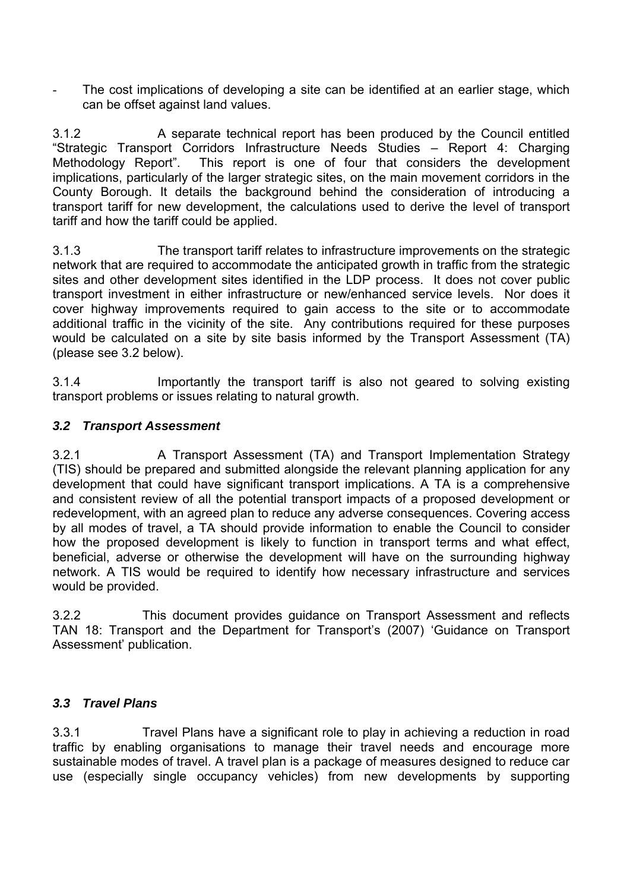- The cost implications of developing a site can be identified at an earlier stage, which can be offset against land values.

3.1.2 A separate technical report has been produced by the Council entitled "Strategic Transport Corridors Infrastructure Needs Studies – Report 4: Charging Methodology Report". This report is one of four that considers the development implications, particularly of the larger strategic sites, on the main movement corridors in the County Borough. It details the background behind the consideration of introducing a transport tariff for new development, the calculations used to derive the level of transport tariff and how the tariff could be applied.

3.1.3 The transport tariff relates to infrastructure improvements on the strategic network that are required to accommodate the anticipated growth in traffic from the strategic sites and other development sites identified in the LDP process. It does not cover public transport investment in either infrastructure or new/enhanced service levels. Nor does it cover highway improvements required to gain access to the site or to accommodate additional traffic in the vicinity of the site. Any contributions required for these purposes would be calculated on a site by site basis informed by the Transport Assessment (TA) (please see 3.2 below).

3.1.4 Importantly the transport tariff is also not geared to solving existing transport problems or issues relating to natural growth.

### *3.2 Transport Assessment*

3.2.1 A Transport Assessment (TA) and Transport Implementation Strategy (TIS) should be prepared and submitted alongside the relevant planning application for any development that could have significant transport implications. A TA is a comprehensive and consistent review of all the potential transport impacts of a proposed development or redevelopment, with an agreed plan to reduce any adverse consequences. Covering access by all modes of travel, a TA should provide information to enable the Council to consider how the proposed development is likely to function in transport terms and what effect, beneficial, adverse or otherwise the development will have on the surrounding highway network. A TIS would be required to identify how necessary infrastructure and services would be provided.

3.2.2 This document provides guidance on Transport Assessment and reflects TAN 18: Transport and the Department for Transport's (2007) 'Guidance on Transport Assessment' publication.

### *3.3 Travel Plans*

3.3.1 Travel Plans have a significant role to play in achieving a reduction in road traffic by enabling organisations to manage their travel needs and encourage more sustainable modes of travel. A travel plan is a package of measures designed to reduce car use (especially single occupancy vehicles) from new developments by supporting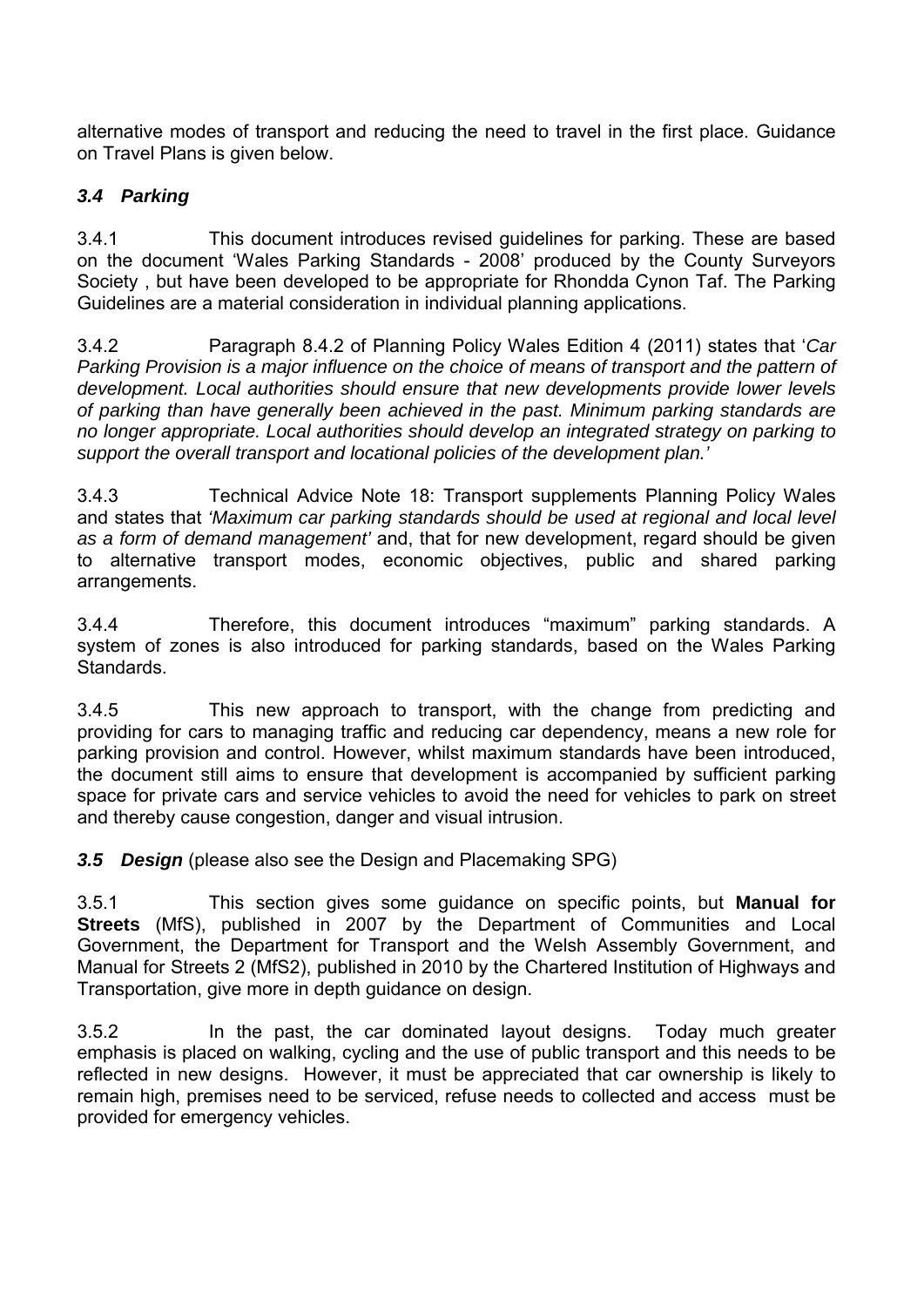alternative modes of transport and reducing the need to travel in the first place. Guidance on Travel Plans is given below.

### *3.4 Parking*

3.4.1 This document introduces revised guidelines for parking. These are based on the document 'Wales Parking Standards - 2008' produced by the County Surveyors Society , but have been developed to be appropriate for Rhondda Cynon Taf. The Parking Guidelines are a material consideration in individual planning applications.

3.4.2 Paragraph 8.4.2 of Planning Policy Wales Edition 4 (2011) states that '*Car Parking Provision is a major influence on the choice of means of transport and the pattern of development. Local authorities should ensure that new developments provide lower levels of parking than have generally been achieved in the past. Minimum parking standards are no longer appropriate. Local authorities should develop an integrated strategy on parking to support the overall transport and locational policies of the development plan.'*

3.4.3 Technical Advice Note 18: Transport supplements Planning Policy Wales and states that *'Maximum car parking standards should be used at regional and local level as a form of demand management'* and, that for new development, regard should be given to alternative transport modes, economic objectives, public and shared parking arrangements.

3.4.4 Therefore, this document introduces "maximum" parking standards. A system of zones is also introduced for parking standards, based on the Wales Parking Standards.

3.4.5 This new approach to transport, with the change from predicting and providing for cars to managing traffic and reducing car dependency, means a new role for parking provision and control. However, whilst maximum standards have been introduced, the document still aims to ensure that development is accompanied by sufficient parking space for private cars and service vehicles to avoid the need for vehicles to park on street and thereby cause congestion, danger and visual intrusion.

### ***3.5 Design*** (please also see the Design and Placemaking SPG)

3.5.1 This section gives some guidance on specific points, but **Manual for Streets** (MfS), published in 2007 by the Department of Communities and Local Government, the Department for Transport and the Welsh Assembly Government, and Manual for Streets 2 (MfS2), published in 2010 by the Chartered Institution of Highways and Transportation, give more in depth guidance on design.

3.5.2 In the past, the car dominated layout designs. Today much greater emphasis is placed on walking, cycling and the use of public transport and this needs to be reflected in new designs. However, it must be appreciated that car ownership is likely to remain high, premises need to be serviced, refuse needs to collected and access must be provided for emergency vehicles.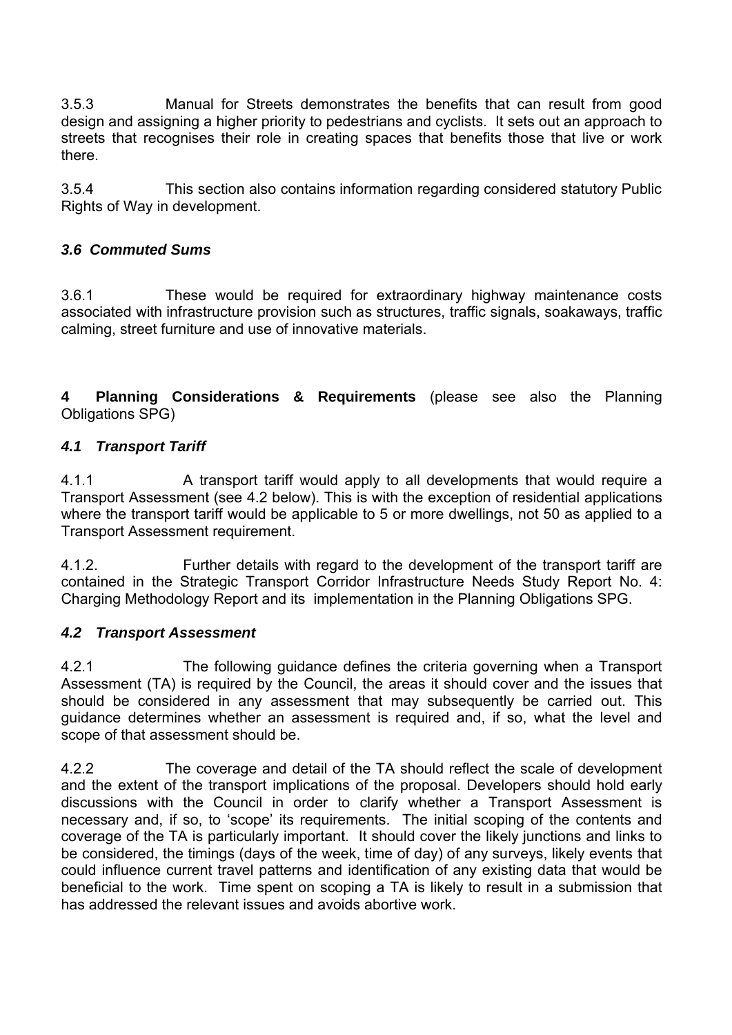3.5.3 Manual for Streets demonstrates the benefits that can result from good design and assigning a higher priority to pedestrians and cyclists. It sets out an approach to streets that recognises their role in creating spaces that benefits those that live or work there.

3.5.4 This section also contains information regarding considered statutory Public Rights of Way in development.

### *3.6 Commuted Sums*

3.6.1 These would be required for extraordinary highway maintenance costs associated with infrastructure provision such as structures, traffic signals, soakaways, traffic calming, street furniture and use of innovative materials.

## 4 Planning Considerations & Requirements (please see also the Planning Obligations SPG)

### *4.1 Transport Tariff*

4.1.1 A transport tariff would apply to all developments that would require a Transport Assessment (see 4.2 below). This is with the exception of residential applications where the transport tariff would be applicable to 5 or more dwellings, not 50 as applied to a Transport Assessment requirement.

4.1.2. Further details with regard to the development of the transport tariff are contained in the Strategic Transport Corridor Infrastructure Needs Study Report No. 4: Charging Methodology Report and its implementation in the Planning Obligations SPG.

### *4.2 Transport Assessment*

4.2.1 The following guidance defines the criteria governing when a Transport Assessment (TA) is required by the Council, the areas it should cover and the issues that should be considered in any assessment that may subsequently be carried out. This guidance determines whether an assessment is required and, if so, what the level and scope of that assessment should be.

4.2.2 The coverage and detail of the TA should reflect the scale of development and the extent of the transport implications of the proposal. Developers should hold early discussions with the Council in order to clarify whether a Transport Assessment is necessary and, if so, to 'scope' its requirements. The initial scoping of the contents and coverage of the TA is particularly important. It should cover the likely junctions and links to be considered, the timings (days of the week, time of day) of any surveys, likely events that could influence current travel patterns and identification of any existing data that would be beneficial to the work. Time spent on scoping a TA is likely to result in a submission that has addressed the relevant issues and avoids abortive work.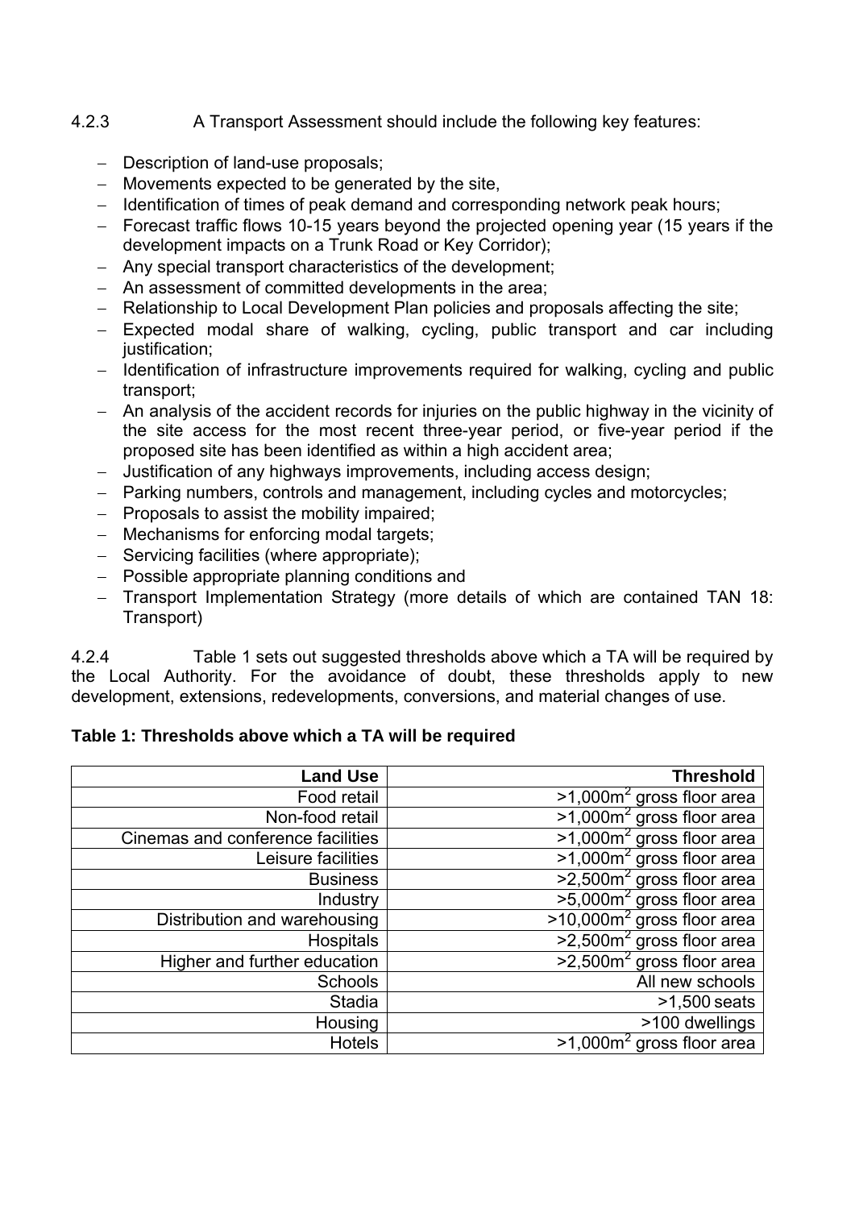4.2.3 A Transport Assessment should include the following key features:

- Description of land-use proposals;
- Movements expected to be generated by the site,
- Identification of times of peak demand and corresponding network peak hours;
- Forecast traffic flows 10-15 years beyond the projected opening year (15 years if the development impacts on a Trunk Road or Key Corridor);
- Any special transport characteristics of the development;
- An assessment of committed developments in the area;
- Relationship to Local Development Plan policies and proposals affecting the site;
- Expected modal share of walking, cycling, public transport and car including justification;
- Identification of infrastructure improvements required for walking, cycling and public transport;
- An analysis of the accident records for injuries on the public highway in the vicinity of the site access for the most recent three-year period, or five-year period if the proposed site has been identified as within a high accident area;
- Justification of any highways improvements, including access design;
- Parking numbers, controls and management, including cycles and motorcycles;
- Proposals to assist the mobility impaired;
- Mechanisms for enforcing modal targets;
- Servicing facilities (where appropriate);
- Possible appropriate planning conditions and
- Transport Implementation Strategy (more details of which are contained TAN 18: Transport)

4.2.4 Table 1 sets out suggested thresholds above which a TA will be required by the Local Authority. For the avoidance of doubt, these thresholds apply to new development, extensions, redevelopments, conversions, and material changes of use.

**Table 1: Thresholds above which a TA will be required**

| Land Use | Threshold |
|---:|---:|
| Food retail | >1,000m$^2$ gross floor area |
| Non-food retail | >1,000m$^2$ gross floor area |
| Cinemas and conference facilities | >1,000m$^2$ gross floor area |
| Leisure facilities | >1,000m$^2$ gross floor area |
| Business | >2,500m$^2$ gross floor area |
| Industry | >5,000m$^2$ gross floor area |
| Distribution and warehousing | >10,000m$^2$ gross floor area |
| Hospitals | >2,500m$^2$ gross floor area |
| Higher and further education | >2,500m$^2$ gross floor area |
| Schools | All new schools |
| Stadia | >1,500 seats |
| Housing | >100 dwellings |
| Hotels | >1,000m$^2$ gross floor area |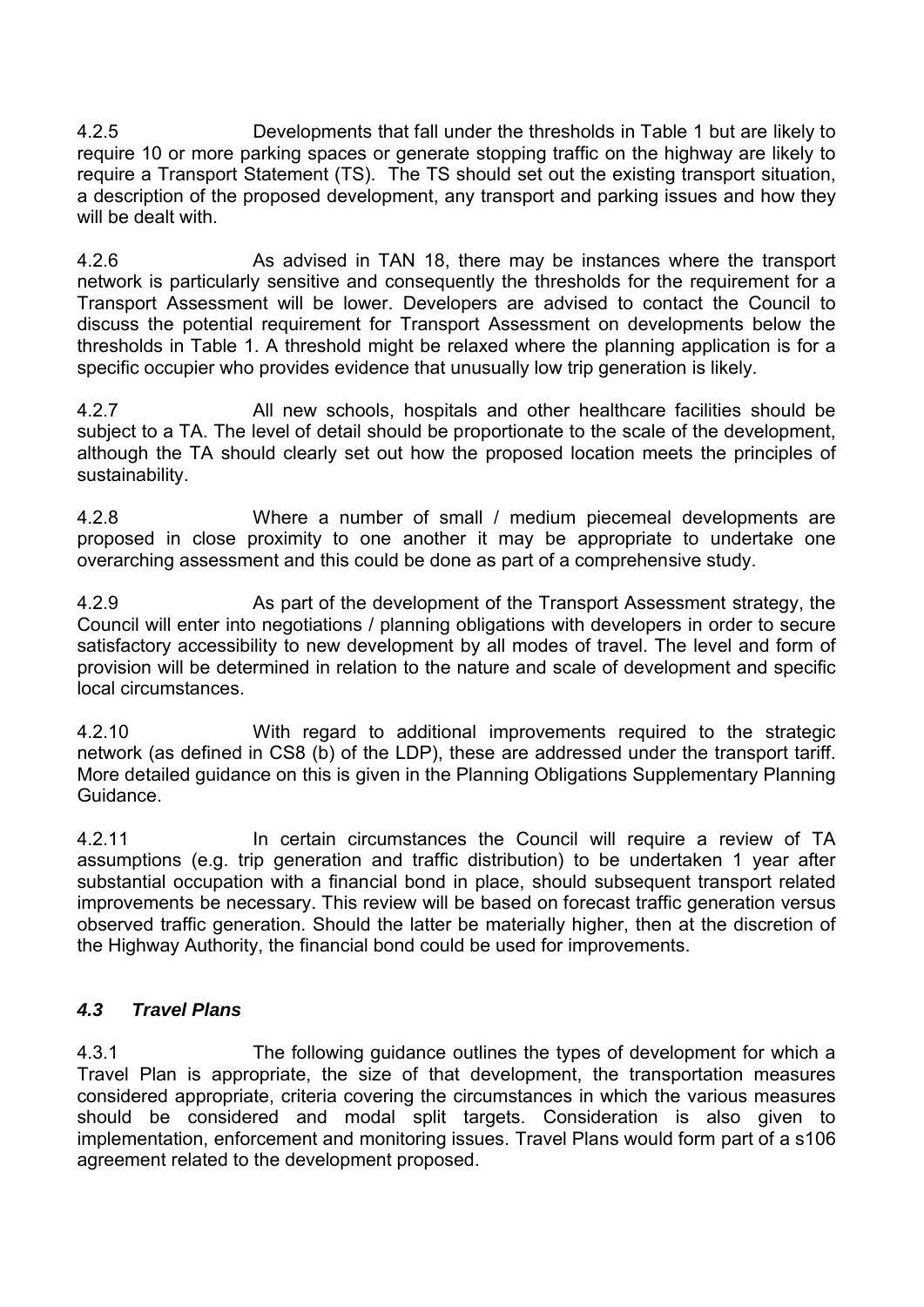4.2.5 Developments that fall under the thresholds in Table 1 but are likely to require 10 or more parking spaces or generate stopping traffic on the highway are likely to require a Transport Statement (TS). The TS should set out the existing transport situation, a description of the proposed development, any transport and parking issues and how they will be dealt with.

4.2.6 As advised in TAN 18, there may be instances where the transport network is particularly sensitive and consequently the thresholds for the requirement for a Transport Assessment will be lower. Developers are advised to contact the Council to discuss the potential requirement for Transport Assessment on developments below the thresholds in Table 1. A threshold might be relaxed where the planning application is for a specific occupier who provides evidence that unusually low trip generation is likely.

4.2.7 All new schools, hospitals and other healthcare facilities should be subject to a TA. The level of detail should be proportionate to the scale of the development, although the TA should clearly set out how the proposed location meets the principles of sustainability.

4.2.8 Where a number of small / medium piecemeal developments are proposed in close proximity to one another it may be appropriate to undertake one overarching assessment and this could be done as part of a comprehensive study.

4.2.9 As part of the development of the Transport Assessment strategy, the Council will enter into negotiations / planning obligations with developers in order to secure satisfactory accessibility to new development by all modes of travel. The level and form of provision will be determined in relation to the nature and scale of development and specific local circumstances.

4.2.10 With regard to additional improvements required to the strategic network (as defined in CS8 (b) of the LDP), these are addressed under the transport tariff. More detailed guidance on this is given in the Planning Obligations Supplementary Planning Guidance.

4.2.11 In certain circumstances the Council will require a review of TA assumptions (e.g. trip generation and traffic distribution) to be undertaken 1 year after substantial occupation with a financial bond in place, should subsequent transport related improvements be necessary. This review will be based on forecast traffic generation versus observed traffic generation. Should the latter be materially higher, then at the discretion of the Highway Authority, the financial bond could be used for improvements.

### *4.3 Travel Plans*

4.3.1 The following guidance outlines the types of development for which a Travel Plan is appropriate, the size of that development, the transportation measures considered appropriate, criteria covering the circumstances in which the various measures should be considered and modal split targets. Consideration is also given to implementation, enforcement and monitoring issues. Travel Plans would form part of a s106 agreement related to the development proposed.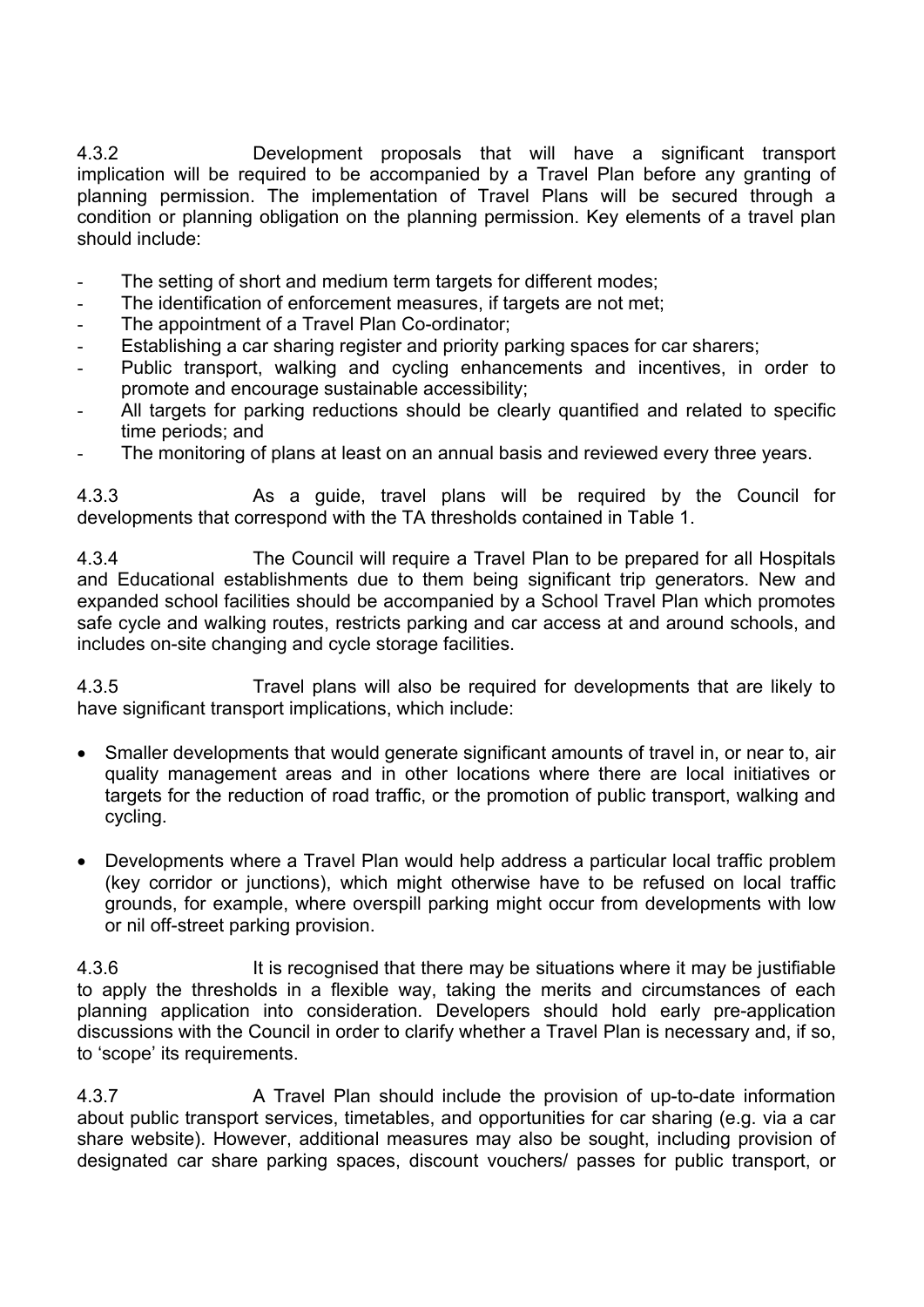4.3.2 Development proposals that will have a significant transport implication will be required to be accompanied by a Travel Plan before any granting of planning permission. The implementation of Travel Plans will be secured through a condition or planning obligation on the planning permission. Key elements of a travel plan should include:

- The setting of short and medium term targets for different modes;
- The identification of enforcement measures, if targets are not met;
- The appointment of a Travel Plan Co-ordinator;
- Establishing a car sharing register and priority parking spaces for car sharers;
- Public transport, walking and cycling enhancements and incentives, in order to promote and encourage sustainable accessibility;
- All targets for parking reductions should be clearly quantified and related to specific time periods; and
- The monitoring of plans at least on an annual basis and reviewed every three years.

4.3.3 As a guide, travel plans will be required by the Council for developments that correspond with the TA thresholds contained in Table 1.

4.3.4 The Council will require a Travel Plan to be prepared for all Hospitals and Educational establishments due to them being significant trip generators. New and expanded school facilities should be accompanied by a School Travel Plan which promotes safe cycle and walking routes, restricts parking and car access at and around schools, and includes on-site changing and cycle storage facilities.

4.3.5 Travel plans will also be required for developments that are likely to have significant transport implications, which include:

- Smaller developments that would generate significant amounts of travel in, or near to, air quality management areas and in other locations where there are local initiatives or targets for the reduction of road traffic, or the promotion of public transport, walking and cycling.

- Developments where a Travel Plan would help address a particular local traffic problem (key corridor or junctions), which might otherwise have to be refused on local traffic grounds, for example, where overspill parking might occur from developments with low or nil off-street parking provision.

4.3.6 It is recognised that there may be situations where it may be justifiable to apply the thresholds in a flexible way, taking the merits and circumstances of each planning application into consideration. Developers should hold early pre-application discussions with the Council in order to clarify whether a Travel Plan is necessary and, if so, to 'scope' its requirements.

4.3.7 A Travel Plan should include the provision of up-to-date information about public transport services, timetables, and opportunities for car sharing (e.g. via a car share website). However, additional measures may also be sought, including provision of designated car share parking spaces, discount vouchers/ passes for public transport, or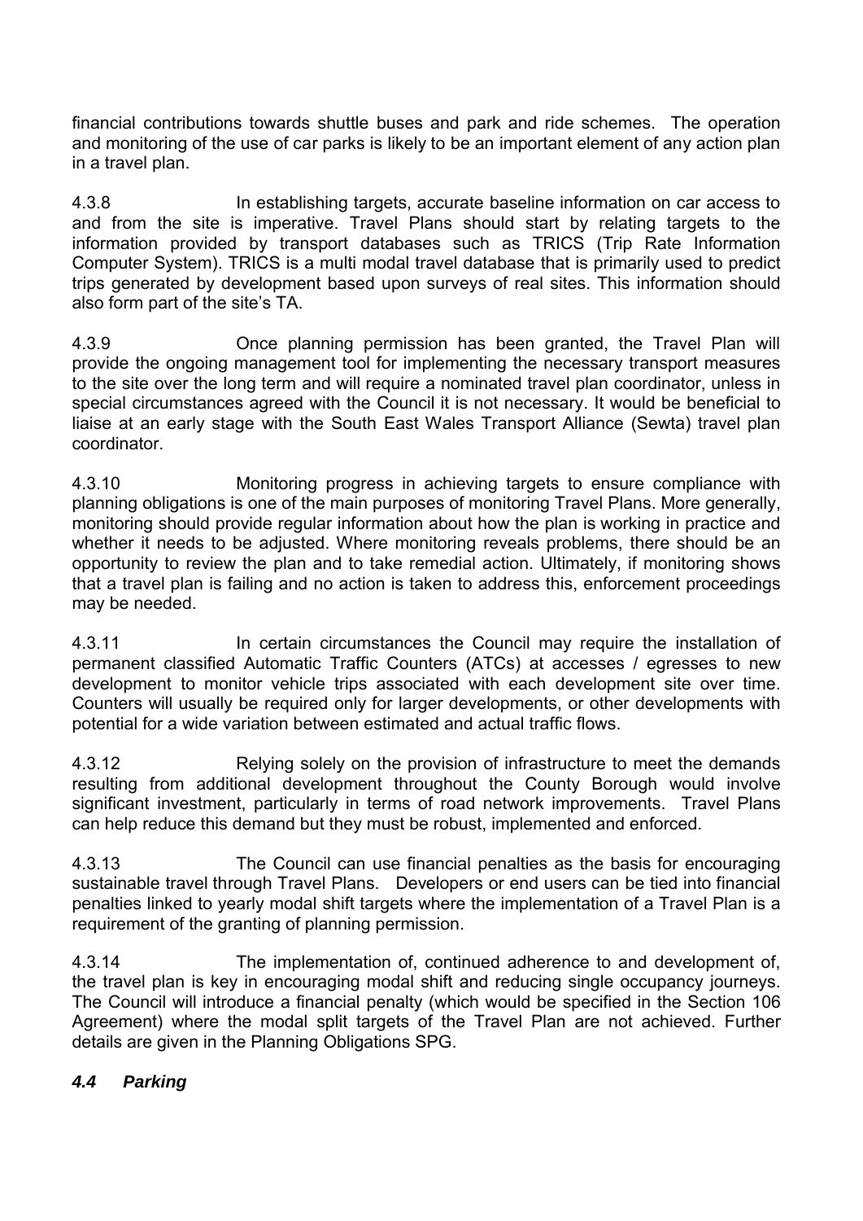financial contributions towards shuttle buses and park and ride schemes. The operation and monitoring of the use of car parks is likely to be an important element of any action plan in a travel plan.

4.3.8 In establishing targets, accurate baseline information on car access to and from the site is imperative. Travel Plans should start by relating targets to the information provided by transport databases such as TRICS (Trip Rate Information Computer System). TRICS is a multi modal travel database that is primarily used to predict trips generated by development based upon surveys of real sites. This information should also form part of the site's TA.

4.3.9 Once planning permission has been granted, the Travel Plan will provide the ongoing management tool for implementing the necessary transport measures to the site over the long term and will require a nominated travel plan coordinator, unless in special circumstances agreed with the Council it is not necessary. It would be beneficial to liaise at an early stage with the South East Wales Transport Alliance (Sewta) travel plan coordinator.

4.3.10 Monitoring progress in achieving targets to ensure compliance with planning obligations is one of the main purposes of monitoring Travel Plans. More generally, monitoring should provide regular information about how the plan is working in practice and whether it needs to be adjusted. Where monitoring reveals problems, there should be an opportunity to review the plan and to take remedial action. Ultimately, if monitoring shows that a travel plan is failing and no action is taken to address this, enforcement proceedings may be needed.

4.3.11 In certain circumstances the Council may require the installation of permanent classified Automatic Traffic Counters (ATCs) at accesses / egresses to new development to monitor vehicle trips associated with each development site over time. Counters will usually be required only for larger developments, or other developments with potential for a wide variation between estimated and actual traffic flows.

4.3.12 Relying solely on the provision of infrastructure to meet the demands resulting from additional development throughout the County Borough would involve significant investment, particularly in terms of road network improvements. Travel Plans can help reduce this demand but they must be robust, implemented and enforced.

4.3.13 The Council can use financial penalties as the basis for encouraging sustainable travel through Travel Plans. Developers or end users can be tied into financial penalties linked to yearly modal shift targets where the implementation of a Travel Plan is a requirement of the granting of planning permission.

4.3.14 The implementation of, continued adherence to and development of, the travel plan is key in encouraging modal shift and reducing single occupancy journeys. The Council will introduce a financial penalty (which would be specified in the Section 106 Agreement) where the modal split targets of the Travel Plan are not achieved. Further details are given in the Planning Obligations SPG.

### *4.4 Parking*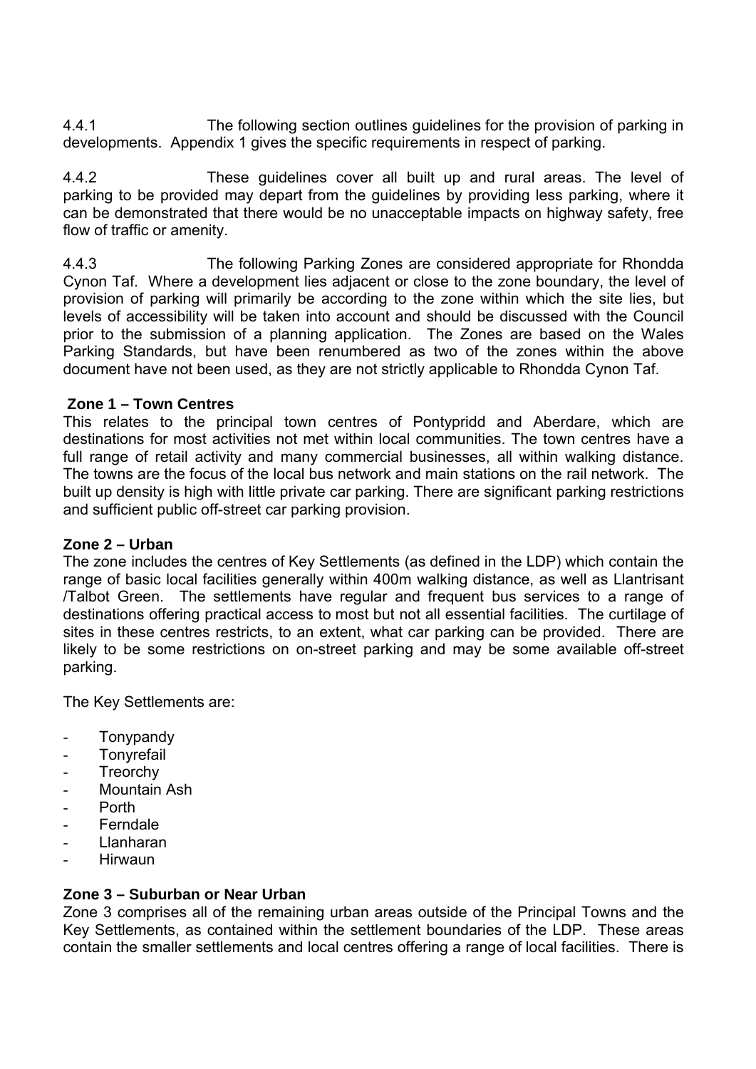4.4.1 The following section outlines guidelines for the provision of parking in developments. Appendix 1 gives the specific requirements in respect of parking.

4.4.2 These guidelines cover all built up and rural areas. The level of parking to be provided may depart from the guidelines by providing less parking, where it can be demonstrated that there would be no unacceptable impacts on highway safety, free flow of traffic or amenity.

4.4.3 The following Parking Zones are considered appropriate for Rhondda Cynon Taf. Where a development lies adjacent or close to the zone boundary, the level of provision of parking will primarily be according to the zone within which the site lies, but levels of accessibility will be taken into account and should be discussed with the Council prior to the submission of a planning application. The Zones are based on the Wales Parking Standards, but have been renumbered as two of the zones within the above document have not been used, as they are not strictly applicable to Rhondda Cynon Taf.

**Zone 1 – Town Centres**

This relates to the principal town centres of Pontypridd and Aberdare, which are destinations for most activities not met within local communities. The town centres have a full range of retail activity and many commercial businesses, all within walking distance. The towns are the focus of the local bus network and main stations on the rail network. The built up density is high with little private car parking. There are significant parking restrictions and sufficient public off-street car parking provision.

**Zone 2 – Urban**

The zone includes the centres of Key Settlements (as defined in the LDP) which contain the range of basic local facilities generally within 400m walking distance, as well as Llantrisant /Talbot Green. The settlements have regular and frequent bus services to a range of destinations offering practical access to most but not all essential facilities. The curtilage of sites in these centres restricts, to an extent, what car parking can be provided. There are likely to be some restrictions on on-street parking and may be some available off-street parking.

The Key Settlements are:

- Tonypandy
- Tonyrefail
- Treorchy
- Mountain Ash
- Porth
- Ferndale
- Llanharan
- Hirwaun

**Zone 3 – Suburban or Near Urban**

Zone 3 comprises all of the remaining urban areas outside of the Principal Towns and the Key Settlements, as contained within the settlement boundaries of the LDP. These areas contain the smaller settlements and local centres offering a range of local facilities. There is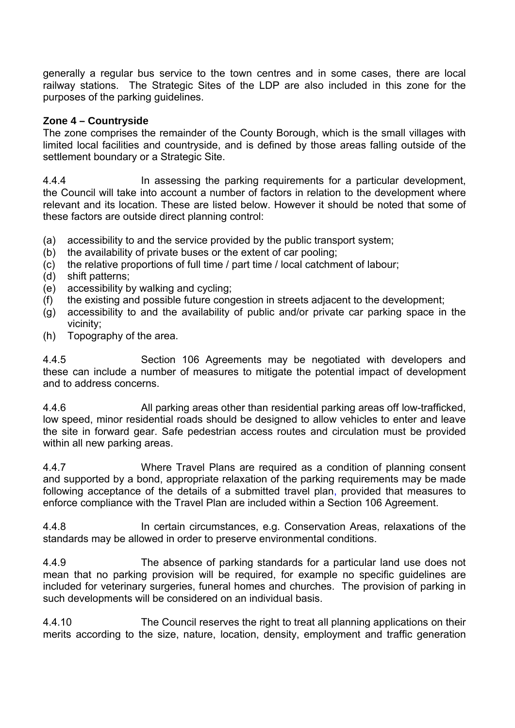generally a regular bus service to the town centres and in some cases, there are local railway stations. The Strategic Sites of the LDP are also included in this zone for the purposes of the parking guidelines.

**Zone 4 – Countryside**
The zone comprises the remainder of the County Borough, which is the small villages with limited local facilities and countryside, and is defined by those areas falling outside of the settlement boundary or a Strategic Site.

4.4.4 In assessing the parking requirements for a particular development, the Council will take into account a number of factors in relation to the development where relevant and its location. These are listed below. However it should be noted that some of these factors are outside direct planning control:

(a) accessibility to and the service provided by the public transport system;
(b) the availability of private buses or the extent of car pooling;
(c) the relative proportions of full time / part time / local catchment of labour;
(d) shift patterns;
(e) accessibility by walking and cycling;
(f) the existing and possible future congestion in streets adjacent to the development;
(g) accessibility to and the availability of public and/or private car parking space in the vicinity;
(h) Topography of the area.

4.4.5 Section 106 Agreements may be negotiated with developers and these can include a number of measures to mitigate the potential impact of development and to address concerns.

4.4.6 All parking areas other than residential parking areas off low-trafficked, low speed, minor residential roads should be designed to allow vehicles to enter and leave the site in forward gear. Safe pedestrian access routes and circulation must be provided within all new parking areas.

4.4.7 Where Travel Plans are required as a condition of planning consent and supported by a bond, appropriate relaxation of the parking requirements may be made following acceptance of the details of a submitted travel plan, provided that measures to enforce compliance with the Travel Plan are included within a Section 106 Agreement.

4.4.8 In certain circumstances, e.g. Conservation Areas, relaxations of the standards may be allowed in order to preserve environmental conditions.

4.4.9 The absence of parking standards for a particular land use does not mean that no parking provision will be required, for example no specific guidelines are included for veterinary surgeries, funeral homes and churches. The provision of parking in such developments will be considered on an individual basis.

4.4.10 The Council reserves the right to treat all planning applications on their merits according to the size, nature, location, density, employment and traffic generation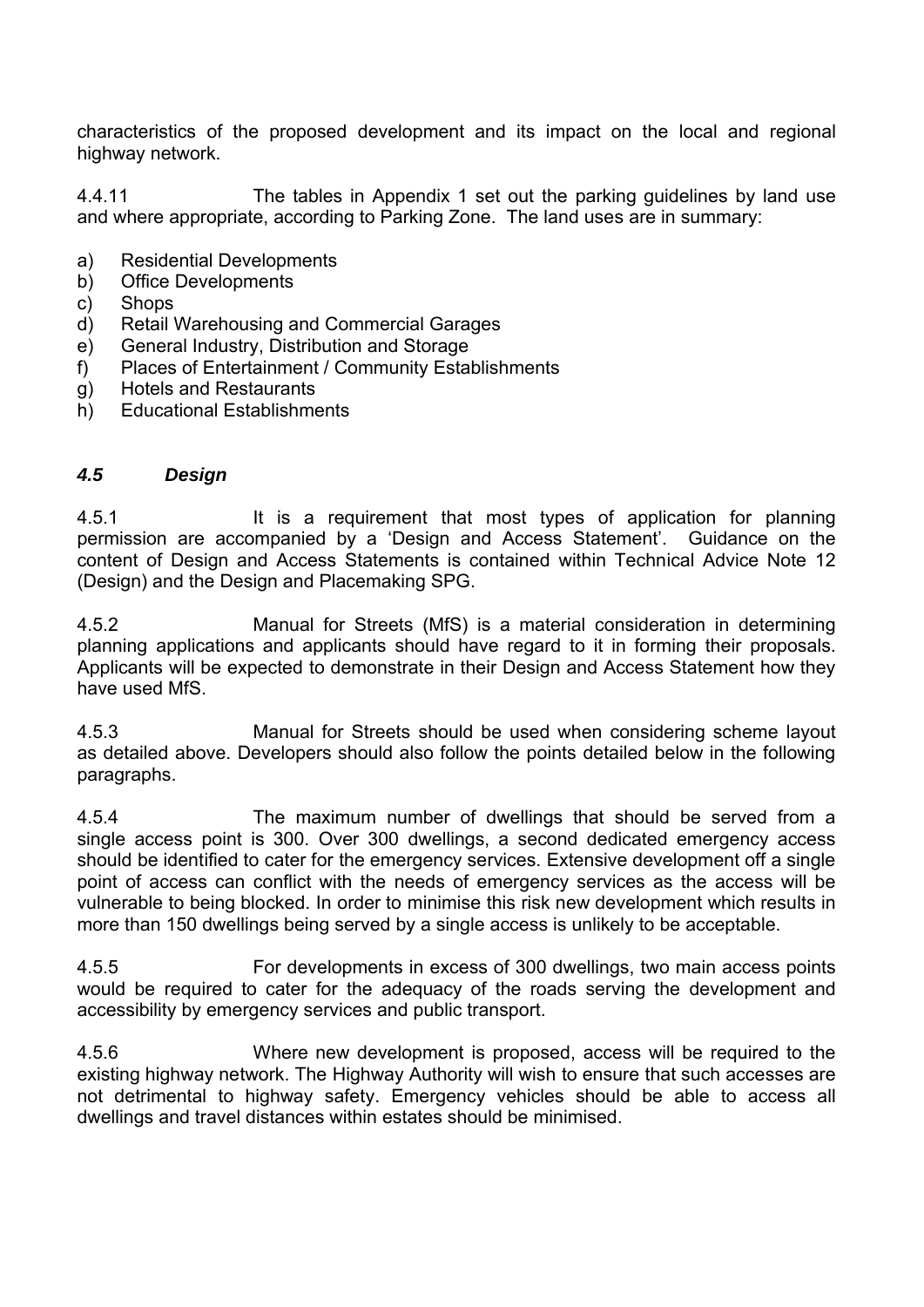characteristics of the proposed development and its impact on the local and regional highway network.

4.4.11 The tables in Appendix 1 set out the parking guidelines by land use and where appropriate, according to Parking Zone. The land uses are in summary:

a) Residential Developments
b) Office Developments
c) Shops
d) Retail Warehousing and Commercial Garages
e) General Industry, Distribution and Storage
f) Places of Entertainment / Community Establishments
g) Hotels and Restaurants
h) Educational Establishments

### *4.5 Design*

4.5.1 It is a requirement that most types of application for planning permission are accompanied by a 'Design and Access Statement'. Guidance on the content of Design and Access Statements is contained within Technical Advice Note 12 (Design) and the Design and Placemaking SPG.

4.5.2 Manual for Streets (MfS) is a material consideration in determining planning applications and applicants should have regard to it in forming their proposals. Applicants will be expected to demonstrate in their Design and Access Statement how they have used MfS.

4.5.3 Manual for Streets should be used when considering scheme layout as detailed above. Developers should also follow the points detailed below in the following paragraphs.

4.5.4 The maximum number of dwellings that should be served from a single access point is 300. Over 300 dwellings, a second dedicated emergency access should be identified to cater for the emergency services. Extensive development off a single point of access can conflict with the needs of emergency services as the access will be vulnerable to being blocked. In order to minimise this risk new development which results in more than 150 dwellings being served by a single access is unlikely to be acceptable.

4.5.5 For developments in excess of 300 dwellings, two main access points would be required to cater for the adequacy of the roads serving the development and accessibility by emergency services and public transport.

4.5.6 Where new development is proposed, access will be required to the existing highway network. The Highway Authority will wish to ensure that such accesses are not detrimental to highway safety. Emergency vehicles should be able to access all dwellings and travel distances within estates should be minimised.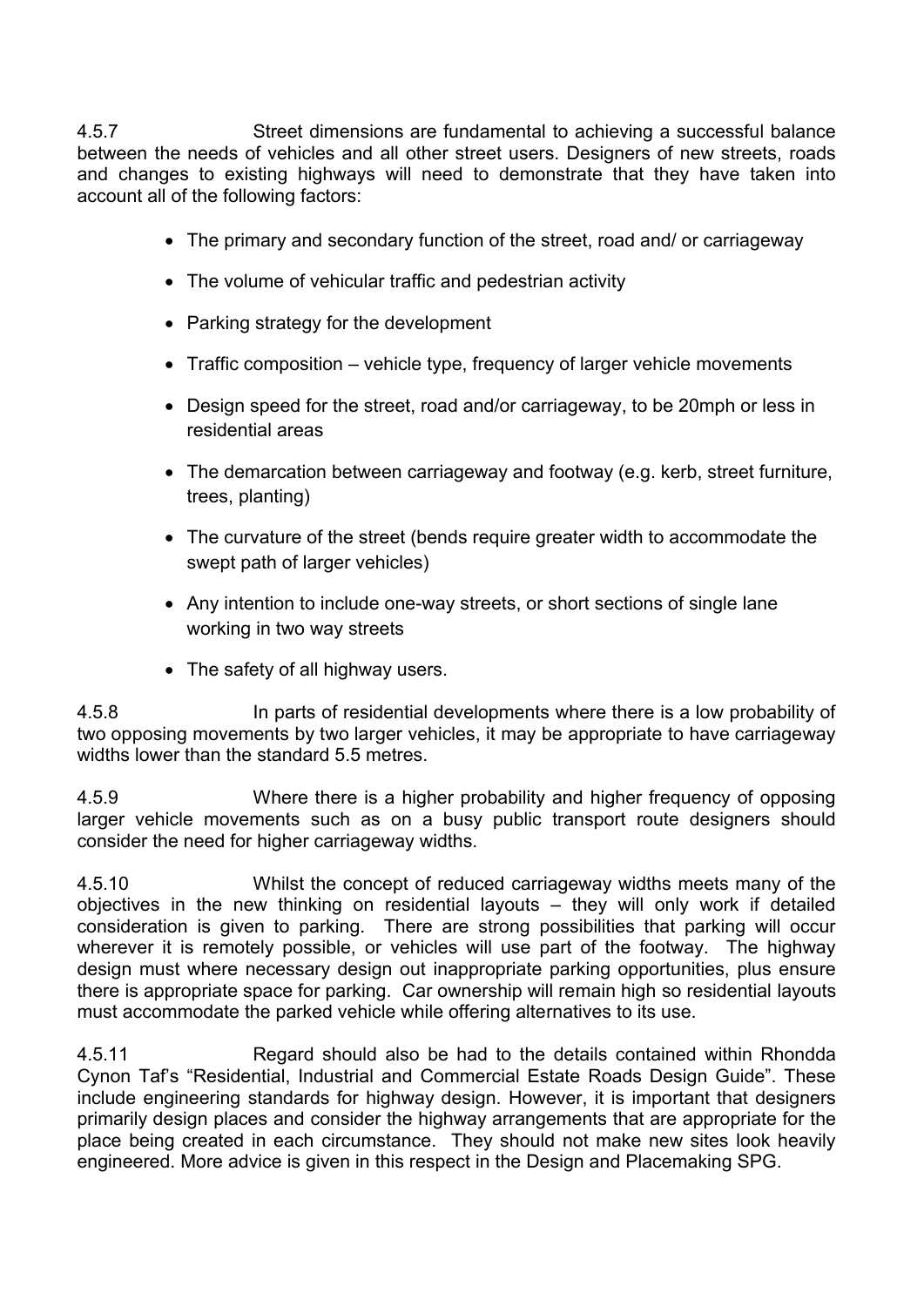4.5.7 Street dimensions are fundamental to achieving a successful balance between the needs of vehicles and all other street users. Designers of new streets, roads and changes to existing highways will need to demonstrate that they have taken into account all of the following factors:

- The primary and secondary function of the street, road and/ or carriageway
- The volume of vehicular traffic and pedestrian activity
- Parking strategy for the development
- Traffic composition – vehicle type, frequency of larger vehicle movements
- Design speed for the street, road and/or carriageway, to be 20mph or less in residential areas
- The demarcation between carriageway and footway (e.g. kerb, street furniture, trees, planting)
- The curvature of the street (bends require greater width to accommodate the swept path of larger vehicles)
- Any intention to include one-way streets, or short sections of single lane working in two way streets
- The safety of all highway users.

4.5.8 In parts of residential developments where there is a low probability of two opposing movements by two larger vehicles, it may be appropriate to have carriageway widths lower than the standard 5.5 metres.

4.5.9 Where there is a higher probability and higher frequency of opposing larger vehicle movements such as on a busy public transport route designers should consider the need for higher carriageway widths.

4.5.10 Whilst the concept of reduced carriageway widths meets many of the objectives in the new thinking on residential layouts – they will only work if detailed consideration is given to parking. There are strong possibilities that parking will occur wherever it is remotely possible, or vehicles will use part of the footway. The highway design must where necessary design out inappropriate parking opportunities, plus ensure there is appropriate space for parking. Car ownership will remain high so residential layouts must accommodate the parked vehicle while offering alternatives to its use.

4.5.11 Regard should also be had to the details contained within Rhondda Cynon Taf's "Residential, Industrial and Commercial Estate Roads Design Guide". These include engineering standards for highway design. However, it is important that designers primarily design places and consider the highway arrangements that are appropriate for the place being created in each circumstance. They should not make new sites look heavily engineered. More advice is given in this respect in the Design and Placemaking SPG.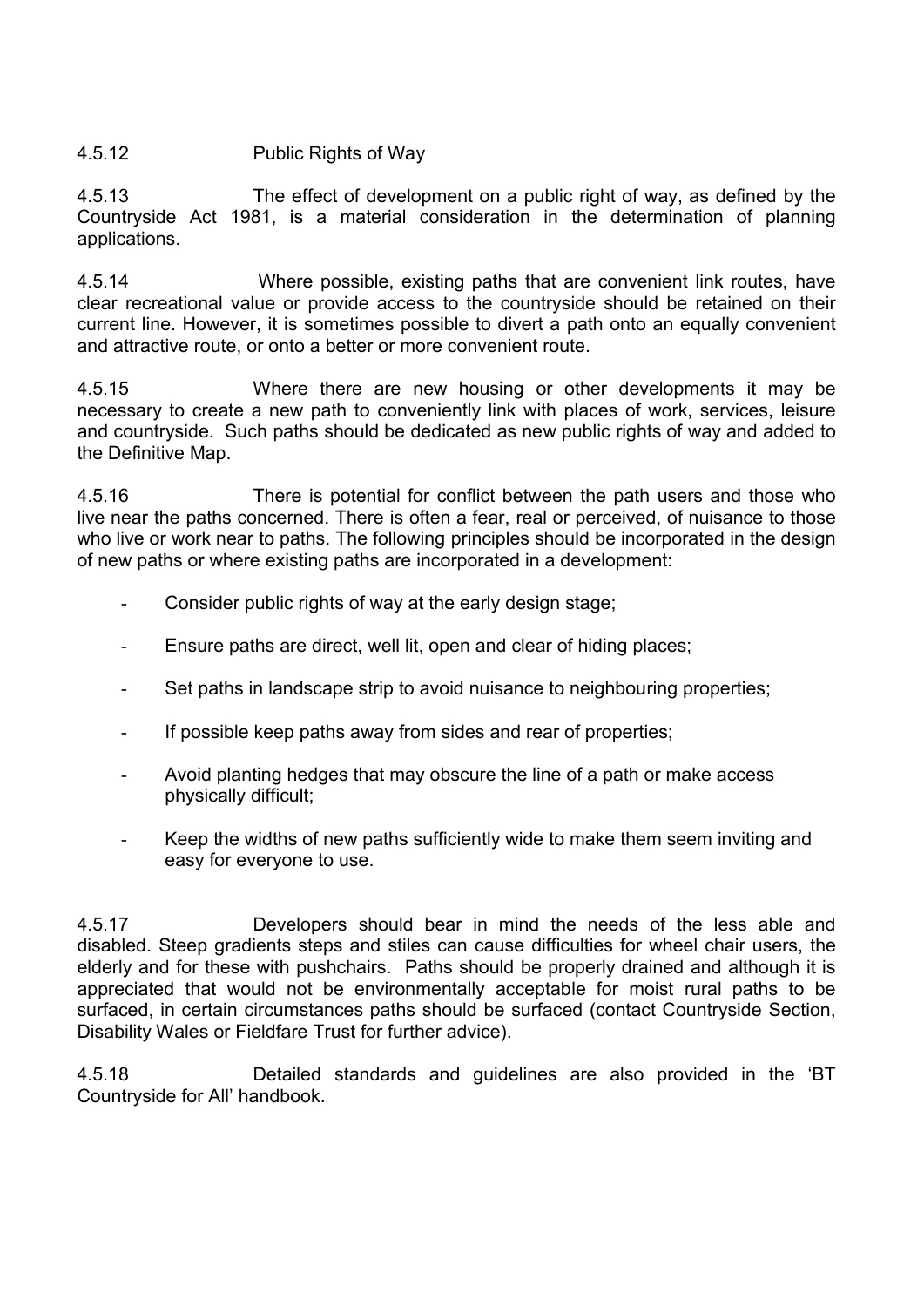### 4.5.12 Public Rights of Way

4.5.13 The effect of development on a public right of way, as defined by the Countryside Act 1981, is a material consideration in the determination of planning applications.

4.5.14 Where possible, existing paths that are convenient link routes, have clear recreational value or provide access to the countryside should be retained on their current line. However, it is sometimes possible to divert a path onto an equally convenient and attractive route, or onto a better or more convenient route.

4.5.15 Where there are new housing or other developments it may be necessary to create a new path to conveniently link with places of work, services, leisure and countryside. Such paths should be dedicated as new public rights of way and added to the Definitive Map.

4.5.16 There is potential for conflict between the path users and those who live near the paths concerned. There is often a fear, real or perceived, of nuisance to those who live or work near to paths. The following principles should be incorporated in the design of new paths or where existing paths are incorporated in a development:

- Consider public rights of way at the early design stage;
- Ensure paths are direct, well lit, open and clear of hiding places;
- Set paths in landscape strip to avoid nuisance to neighbouring properties;
- If possible keep paths away from sides and rear of properties;
- Avoid planting hedges that may obscure the line of a path or make access physically difficult;
- Keep the widths of new paths sufficiently wide to make them seem inviting and easy for everyone to use.

4.5.17 Developers should bear in mind the needs of the less able and disabled. Steep gradients steps and stiles can cause difficulties for wheel chair users, the elderly and for these with pushchairs. Paths should be properly drained and although it is appreciated that would not be environmentally acceptable for moist rural paths to be surfaced, in certain circumstances paths should be surfaced (contact Countryside Section, Disability Wales or Fieldfare Trust for further advice).

4.5.18 Detailed standards and guidelines are also provided in the 'BT Countryside for All' handbook.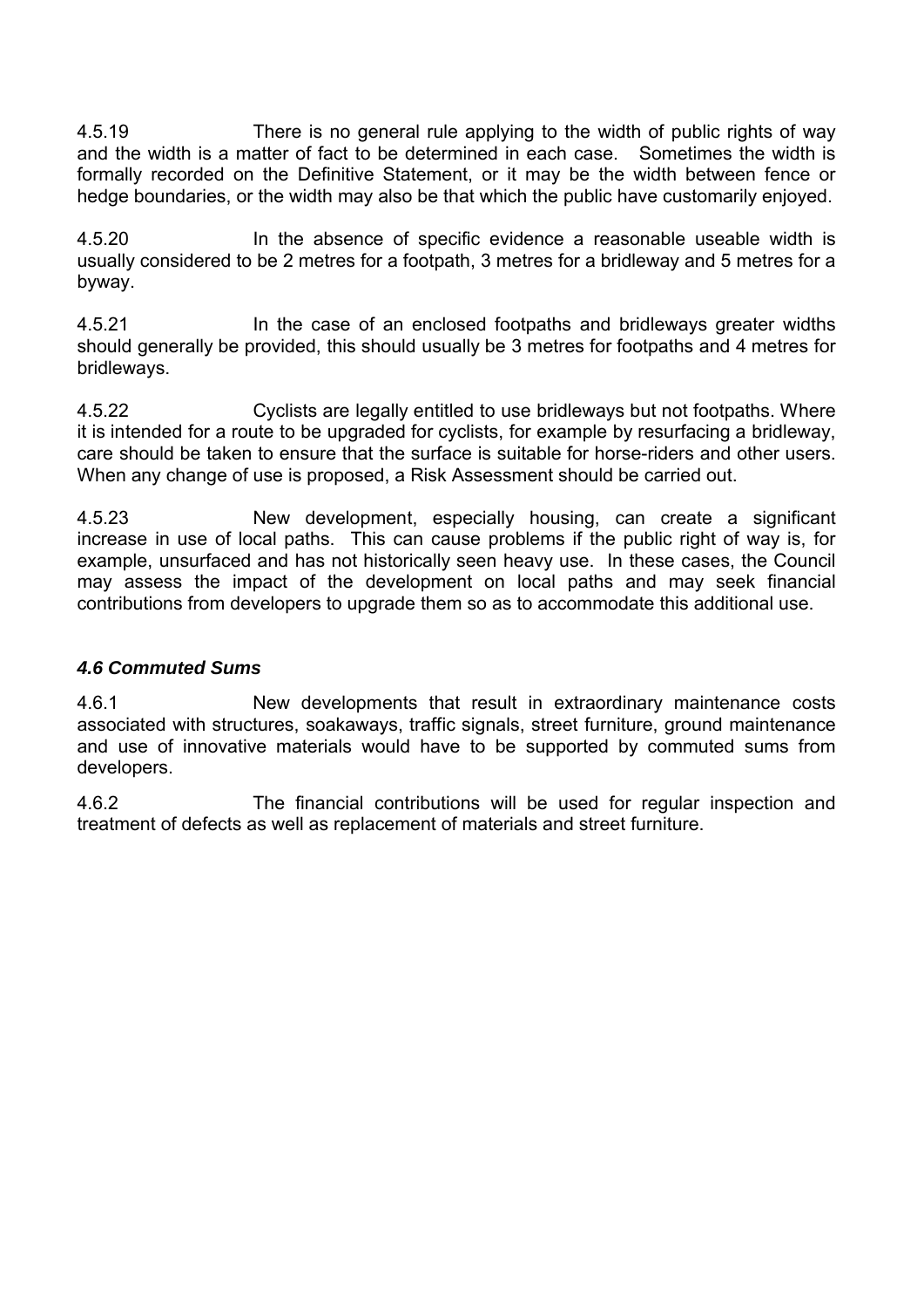4.5.19 There is no general rule applying to the width of public rights of way and the width is a matter of fact to be determined in each case. Sometimes the width is formally recorded on the Definitive Statement, or it may be the width between fence or hedge boundaries, or the width may also be that which the public have customarily enjoyed.

4.5.20 In the absence of specific evidence a reasonable useable width is usually considered to be 2 metres for a footpath, 3 metres for a bridleway and 5 metres for a byway.

4.5.21 In the case of an enclosed footpaths and bridleways greater widths should generally be provided, this should usually be 3 metres for footpaths and 4 metres for bridleways.

4.5.22 Cyclists are legally entitled to use bridleways but not footpaths. Where it is intended for a route to be upgraded for cyclists, for example by resurfacing a bridleway, care should be taken to ensure that the surface is suitable for horse-riders and other users. When any change of use is proposed, a Risk Assessment should be carried out.

4.5.23 New development, especially housing, can create a significant increase in use of local paths. This can cause problems if the public right of way is, for example, unsurfaced and has not historically seen heavy use. In these cases, the Council may assess the impact of the development on local paths and may seek financial contributions from developers to upgrade them so as to accommodate this additional use.

### *4.6 Commuted Sums*

4.6.1 New developments that result in extraordinary maintenance costs associated with structures, soakaways, traffic signals, street furniture, ground maintenance and use of innovative materials would have to be supported by commuted sums from developers.

4.6.2 The financial contributions will be used for regular inspection and treatment of defects as well as replacement of materials and street furniture.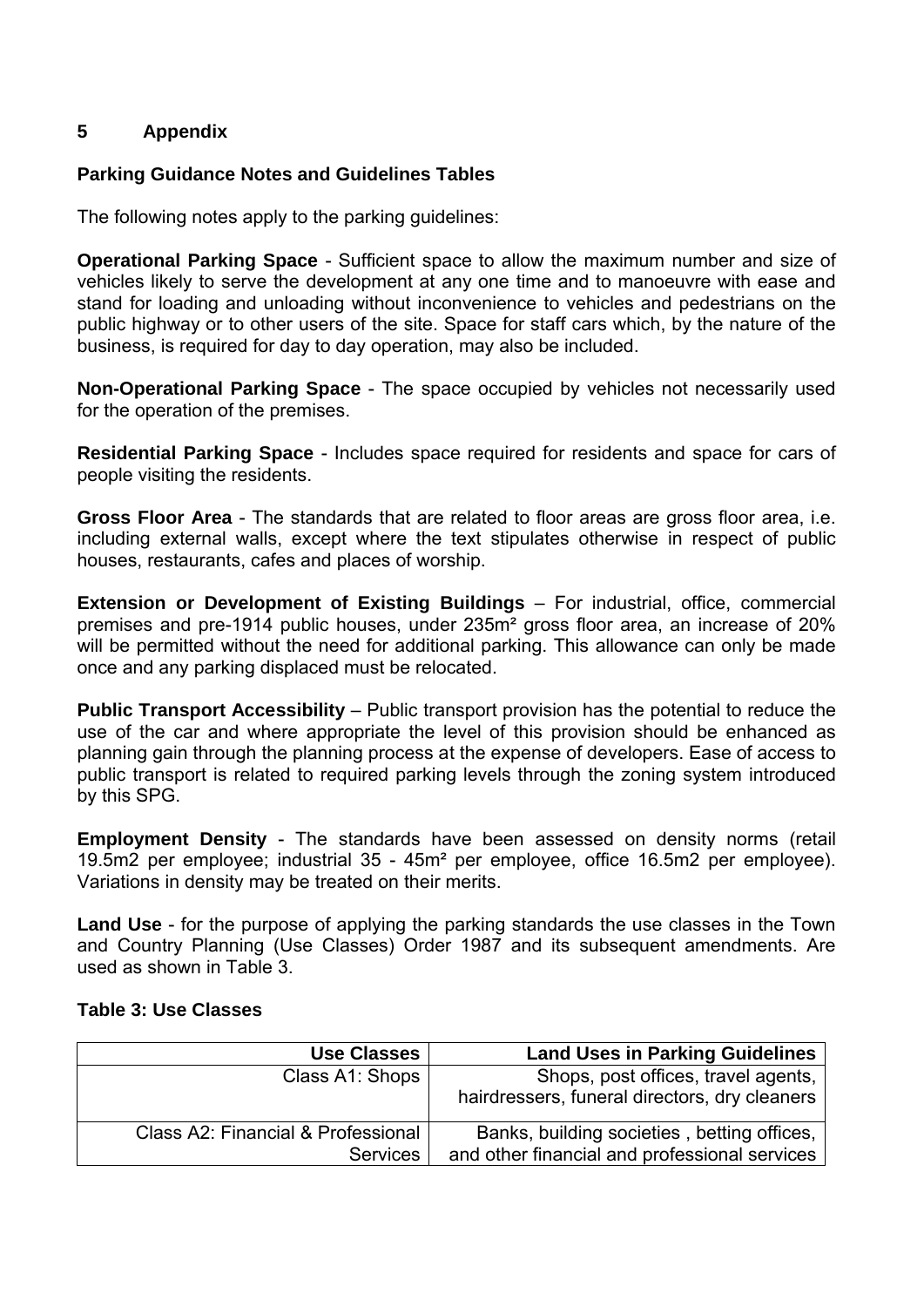## 5 Appendix

### Parking Guidance Notes and Guidelines Tables

The following notes apply to the parking guidelines:

**Operational Parking Space** - Sufficient space to allow the maximum number and size of vehicles likely to serve the development at any one time and to manoeuvre with ease and stand for loading and unloading without inconvenience to vehicles and pedestrians on the public highway or to other users of the site. Space for staff cars which, by the nature of the business, is required for day to day operation, may also be included.

**Non-Operational Parking Space** - The space occupied by vehicles not necessarily used for the operation of the premises.

**Residential Parking Space** - Includes space required for residents and space for cars of people visiting the residents.

**Gross Floor Area** - The standards that are related to floor areas are gross floor area, i.e. including external walls, except where the text stipulates otherwise in respect of public houses, restaurants, cafes and places of worship.

**Extension or Development of Existing Buildings** – For industrial, office, commercial premises and pre-1914 public houses, under 235m² gross floor area, an increase of 20% will be permitted without the need for additional parking. This allowance can only be made once and any parking displaced must be relocated.

**Public Transport Accessibility** – Public transport provision has the potential to reduce the use of the car and where appropriate the level of this provision should be enhanced as planning gain through the planning process at the expense of developers. Ease of access to public transport is related to required parking levels through the zoning system introduced by this SPG.

**Employment Density** - The standards have been assessed on density norms (retail 19.5m2 per employee; industrial 35 - 45m² per employee, office 16.5m2 per employee). Variations in density may be treated on their merits.

**Land Use** - for the purpose of applying the parking standards the use classes in the Town and Country Planning (Use Classes) Order 1987 and its subsequent amendments. Are used as shown in Table 3.

**Table 3: Use Classes**

| Use Classes | Land Uses in Parking Guidelines |
|---:|---:|
| Class A1: Shops | Shops, post offices, travel agents, hairdressers, funeral directors, dry cleaners |
| Class A2: Financial & Professional Services | Banks, building societies , betting offices, and other financial and professional services |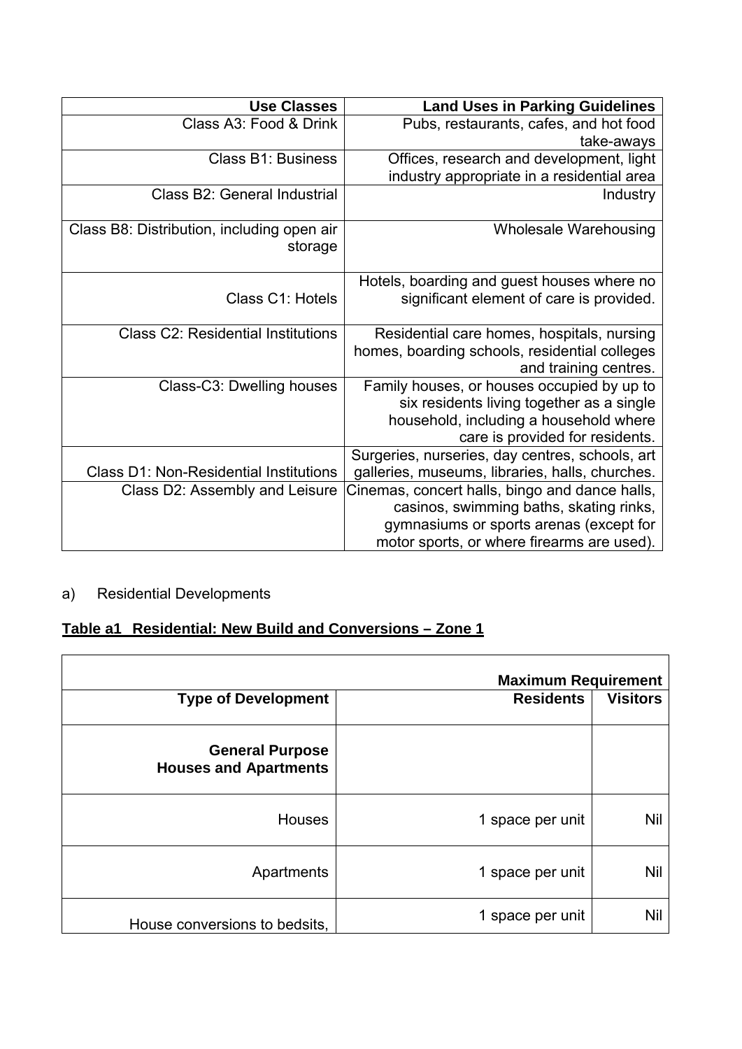| Use Classes | Land Uses in Parking Guidelines |
|---|---|
| Class A3: Food & Drink | Pubs, restaurants, cafes, and hot food take-aways |
| Class B1: Business | Offices, research and development, light industry appropriate in a residential area |
| Class B2: General Industrial | Industry |
| Class B8: Distribution, including open air storage | Wholesale Warehousing |
| Class C1: Hotels | Hotels, boarding and guest houses where no significant element of care is provided. |
| Class C2: Residential Institutions | Residential care homes, hospitals, nursing homes, boarding schools, residential colleges and training centres. |
| Class-C3: Dwelling houses | Family houses, or houses occupied by up to six residents living together as a single household, including a household where care is provided for residents. |
| Class D1: Non-Residential Institutions | Surgeries, nurseries, day centres, schools, art galleries, museums, libraries, halls, churches. |
| Class D2: Assembly and Leisure | Cinemas, concert halls, bingo and dance halls, casinos, swimming baths, skating rinks, gymnasiums or sports arenas (except for motor sports, or where firearms are used). |

a) Residential Developments

**Table a1 Residential: New Build and Conversions – Zone 1**

| | Maximum Requirement | |
|---|---|---|
| **Type of Development** | **Residents** | **Visitors** |
| **General Purpose Houses and Apartments** | | |
| Houses | 1 space per unit | Nil |
| Apartments | 1 space per unit | Nil |
| House conversions to bedsits, | 1 space per unit | Nil |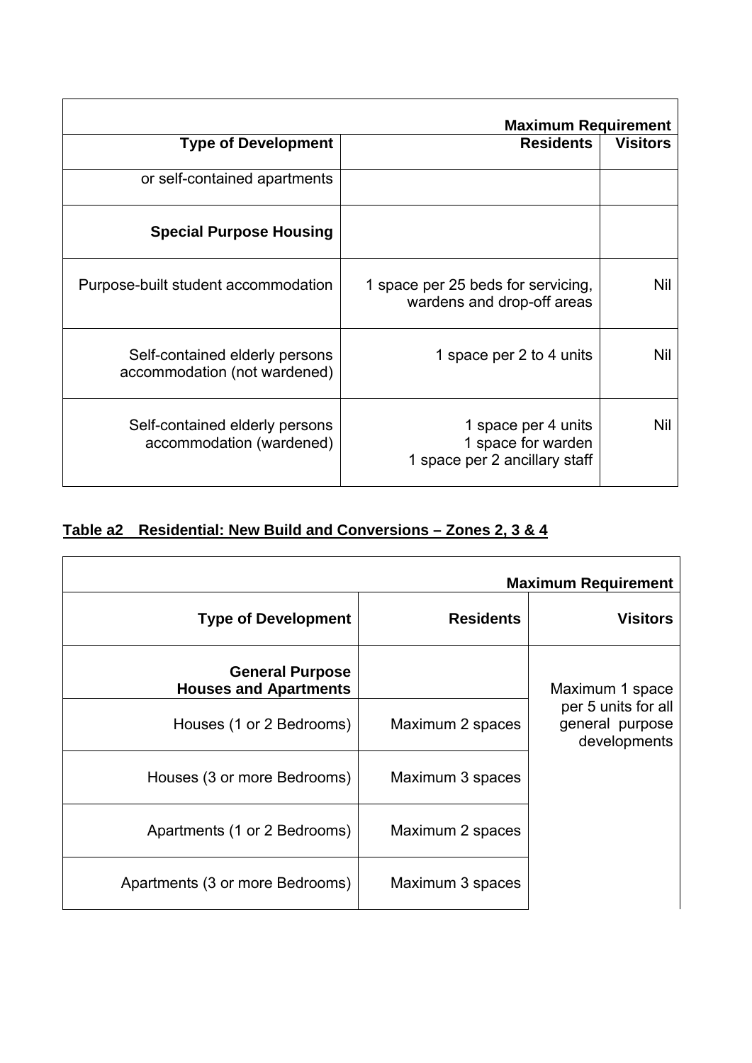| Type of Development | Maximum Requirement Residents | Visitors |
|---|---|---|
| or self-contained apartments | | |
| **Special Purpose Housing** | | |
| Purpose-built student accommodation | 1 space per 25 beds for servicing, wardens and drop-off areas | Nil |
| Self-contained elderly persons accommodation (not wardened) | 1 space per 2 to 4 units | Nil |
| Self-contained elderly persons accommodation (wardened) | 1 space per 4 units<br>1 space for warden<br>1 space per 2 ancillary staff | Nil |

**Table a2 Residential: New Build and Conversions – Zones 2, 3 & 4**

| | Maximum Requirement | |
|---|---|---|
| **Type of Development** | **Residents** | **Visitors** |
| **General Purpose Houses and Apartments** | | Maximum 1 space per 5 units for all general purpose developments |
| Houses (1 or 2 Bedrooms) | Maximum 2 spaces | |
| Houses (3 or more Bedrooms) | Maximum 3 spaces | |
| Apartments (1 or 2 Bedrooms) | Maximum 2 spaces | |
| Apartments (3 or more Bedrooms) | Maximum 3 spaces | |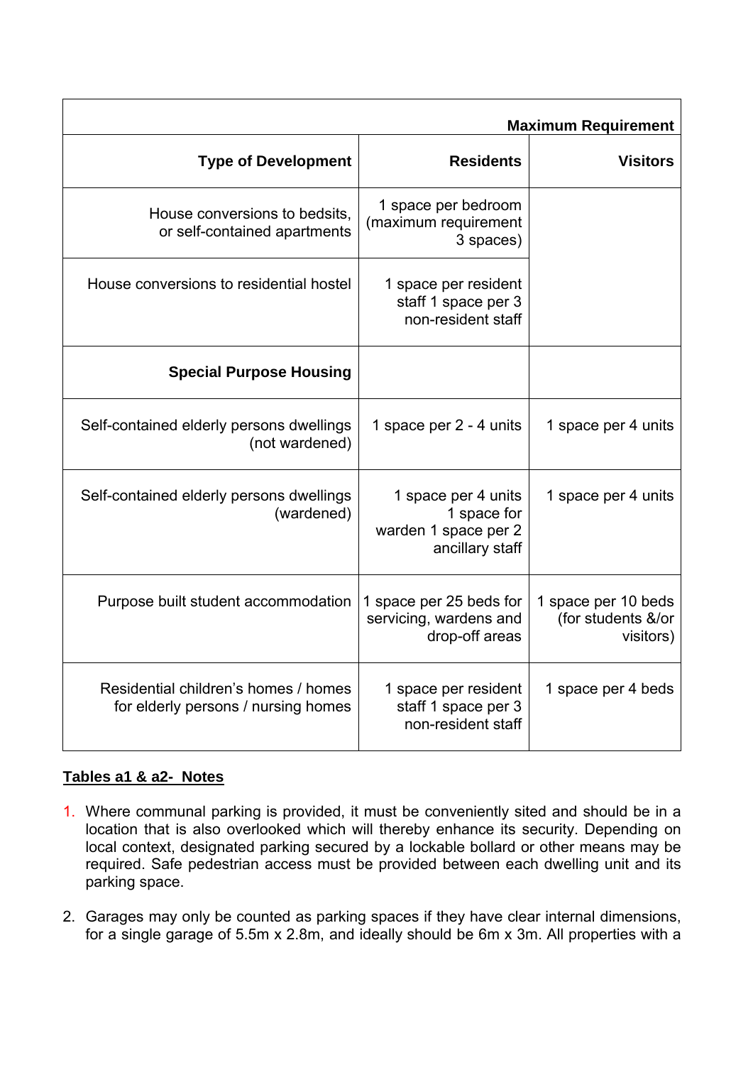| | | Maximum Requirement |
|---|---|---|
| **Type of Development** | **Residents** | **Visitors** |
| House conversions to bedsits, or self-contained apartments | 1 space per bedroom (maximum requirement 3 spaces) | |
| House conversions to residential hostel | 1 space per resident staff 1 space per 3 non-resident staff | |
| **Special Purpose Housing** | | |
| Self-contained elderly persons dwellings (not wardened) | 1 space per 2 - 4 units | 1 space per 4 units |
| Self-contained elderly persons dwellings (wardened) | 1 space per 4 units 1 space for warden 1 space per 2 ancillary staff | 1 space per 4 units |
| Purpose built student accommodation | 1 space per 25 beds for servicing, wardens and drop-off areas | 1 space per 10 beds (for students &/or visitors) |
| Residential children's homes / homes for elderly persons / nursing homes | 1 space per resident staff 1 space per 3 non-resident staff | 1 space per 4 beds |

**Tables a1 & a2- Notes**

1. Where communal parking is provided, it must be conveniently sited and should be in a location that is also overlooked which will thereby enhance its security. Depending on local context, designated parking secured by a lockable bollard or other means may be required. Safe pedestrian access must be provided between each dwelling unit and its parking space.

2. Garages may only be counted as parking spaces if they have clear internal dimensions, for a single garage of 5.5m x 2.8m, and ideally should be 6m x 3m. All properties with a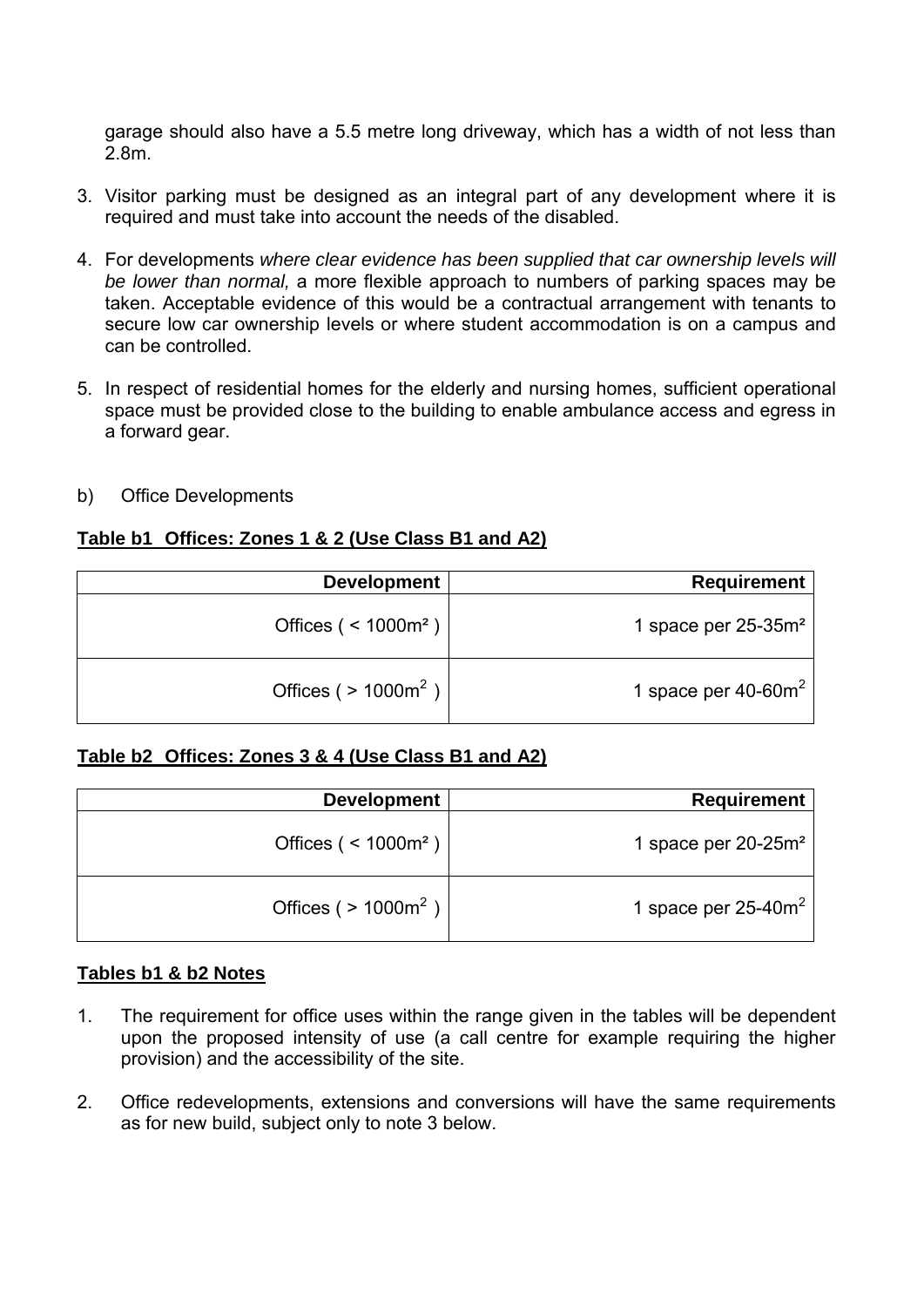garage should also have a 5.5 metre long driveway, which has a width of not less than 2.8m.

3. Visitor parking must be designed as an integral part of any development where it is required and must take into account the needs of the disabled.

4. For developments *where clear evidence has been supplied that car ownership levels will be lower than normal,* a more flexible approach to numbers of parking spaces may be taken. Acceptable evidence of this would be a contractual arrangement with tenants to secure low car ownership levels or where student accommodation is on a campus and can be controlled.

5. In respect of residential homes for the elderly and nursing homes, sufficient operational space must be provided close to the building to enable ambulance access and egress in a forward gear.

b) Office Developments

**Table b1 Offices: Zones 1 & 2 (Use Class B1 and A2)**

| Development | Requirement |
|---:|---:|
| Offices ( < 1000m² ) | 1 space per 25-35m² |
| Offices ( > 1000m² ) | 1 space per 40-60m² |

**Table b2 Offices: Zones 3 & 4 (Use Class B1 and A2)**

| Development | Requirement |
|---:|---:|
| Offices ( < 1000m² ) | 1 space per 20-25m² |
| Offices ( > 1000m² ) | 1 space per 25-40m² |

**Tables b1 & b2 Notes**

1. The requirement for office uses within the range given in the tables will be dependent upon the proposed intensity of use (a call centre for example requiring the higher provision) and the accessibility of the site.

2. Office redevelopments, extensions and conversions will have the same requirements as for new build, subject only to note 3 below.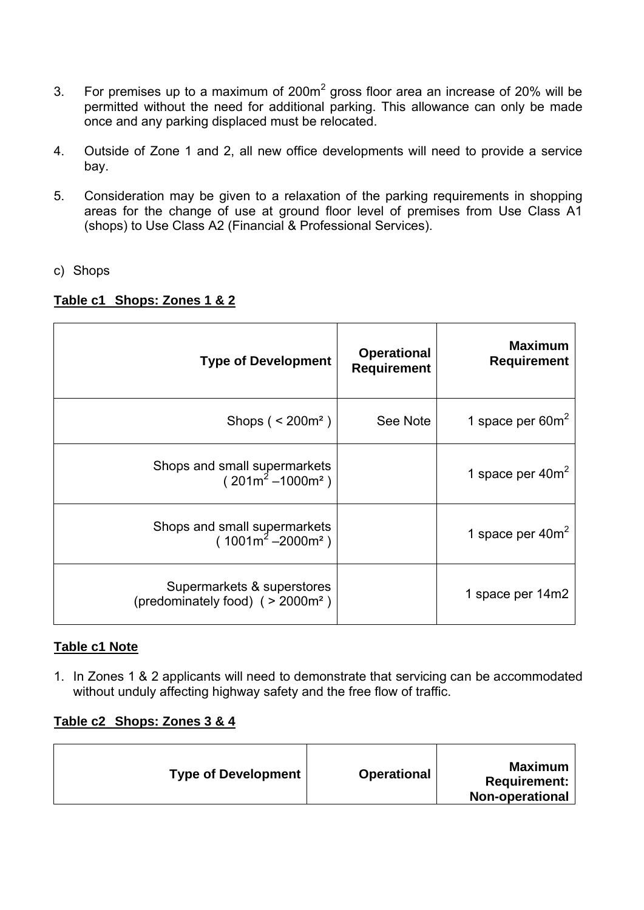3. For premises up to a maximum of $200m^2$ gross floor area an increase of 20% will be permitted without the need for additional parking. This allowance can only be made once and any parking displaced must be relocated.

4. Outside of Zone 1 and 2, all new office developments will need to provide a service bay.

5. Consideration may be given to a relaxation of the parking requirements in shopping areas for the change of use at ground floor level of premises from Use Class A1 (shops) to Use Class A2 (Financial & Professional Services).

c) Shops

**Table c1 Shops: Zones 1 & 2**

| Type of Development | Operational Requirement | Maximum Requirement |
|---|---|---|
| Shops ( < $200m^2$ ) | See Note | 1 space per $60m^2$ |
| Shops and small supermarkets ( $201m^2$ –$1000m^2$ ) | | 1 space per $40m^2$ |
| Shops and small supermarkets ( $1001m^2$ –$2000m^2$ ) | | 1 space per $40m^2$ |
| Supermarkets & superstores (predominately food) ( > $2000m^2$ ) | | 1 space per 14m2 |

**Table c1 Note**

1. In Zones 1 & 2 applicants will need to demonstrate that servicing can be accommodated without unduly affecting highway safety and the free flow of traffic.

**Table c2 Shops: Zones 3 & 4**

| Type of Development | Operational | Maximum Requirement: Non-operational |
|---|---|---|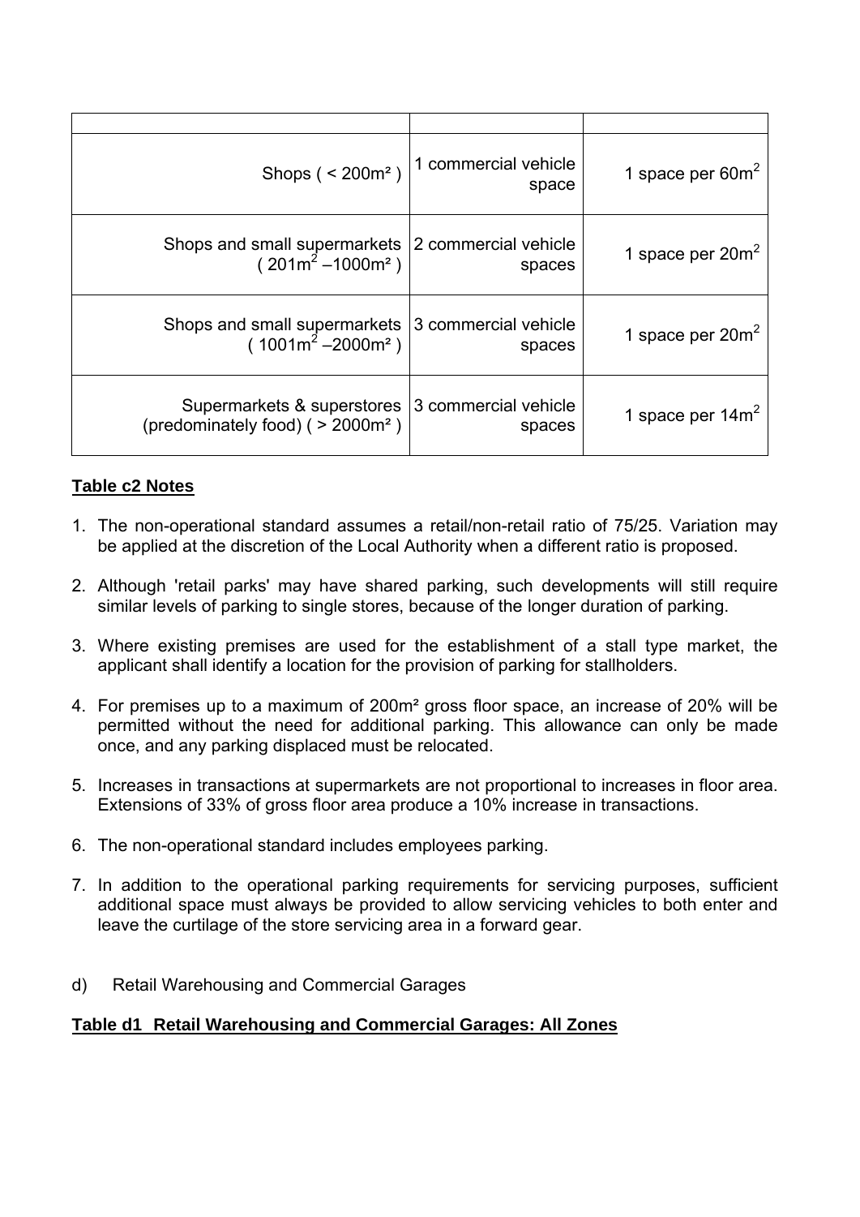| | | |
|---|---|---|
| Shops ( < 200m² ) | 1 commercial vehicle space | 1 space per 60m² |
| Shops and small supermarkets ( 201m² –1000m² ) | 2 commercial vehicle spaces | 1 space per 20m² |
| Shops and small supermarkets ( 1001m² –2000m² ) | 3 commercial vehicle spaces | 1 space per 20m² |
| Supermarkets & superstores (predominately food) ( > 2000m² ) | 3 commercial vehicle spaces | 1 space per 14m² |

**Table c2 Notes**

1. The non-operational standard assumes a retail/non-retail ratio of 75/25. Variation may be applied at the discretion of the Local Authority when a different ratio is proposed.

2. Although 'retail parks' may have shared parking, such developments will still require similar levels of parking to single stores, because of the longer duration of parking.

3. Where existing premises are used for the establishment of a stall type market, the applicant shall identify a location for the provision of parking for stallholders.

4. For premises up to a maximum of 200m² gross floor space, an increase of 20% will be permitted without the need for additional parking. This allowance can only be made once, and any parking displaced must be relocated.

5. Increases in transactions at supermarkets are not proportional to increases in floor area. Extensions of 33% of gross floor area produce a 10% increase in transactions.

6. The non-operational standard includes employees parking.

7. In addition to the operational parking requirements for servicing purposes, sufficient additional space must always be provided to allow servicing vehicles to both enter and leave the curtilage of the store servicing area in a forward gear.

d) Retail Warehousing and Commercial Garages

**Table d1 Retail Warehousing and Commercial Garages: All Zones**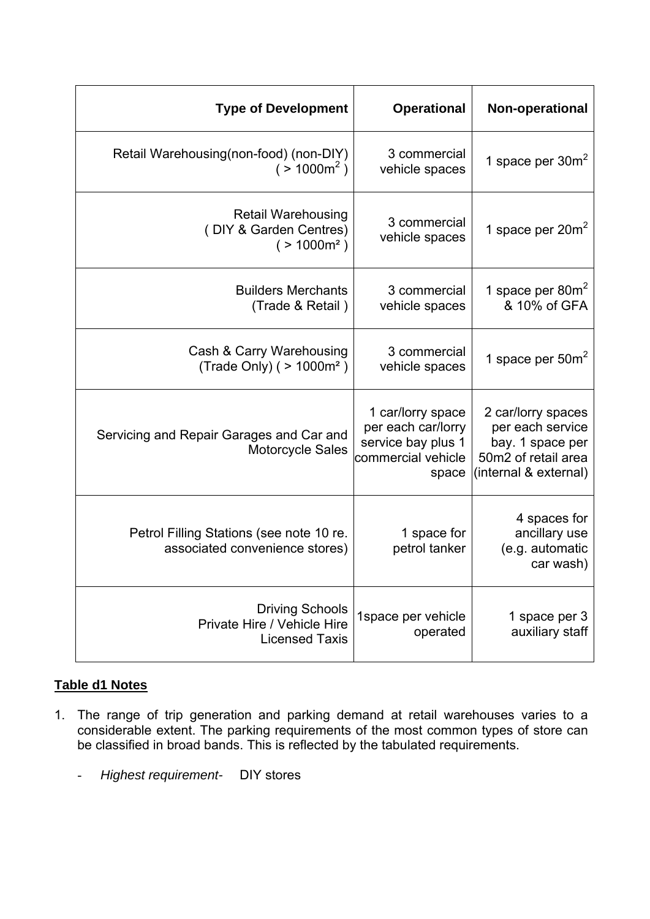| Type of Development | Operational | Non-operational |
|---|---|---|
| Retail Warehousing(non-food) (non-DIY) ( > 1000$m^2$ ) | 3 commercial vehicle spaces | 1 space per 30$m^2$ |
| Retail Warehousing ( DIY & Garden Centres) ( > 1000m² ) | 3 commercial vehicle spaces | 1 space per 20$m^2$ |
| Builders Merchants (Trade & Retail ) | 3 commercial vehicle spaces | 1 space per 80$m^2$ & 10% of GFA |
| Cash & Carry Warehousing (Trade Only) ( > 1000m² ) | 3 commercial vehicle spaces | 1 space per 50$m^2$ |
| Servicing and Repair Garages and Car and Motorcycle Sales | 1 car/lorry space per each car/lorry service bay plus 1 commercial vehicle space | 2 car/lorry spaces per each service bay. 1 space per 50m2 of retail area (internal & external) |
| Petrol Filling Stations (see note 10 re. associated convenience stores) | 1 space for petrol tanker | 4 spaces for ancillary use (e.g. automatic car wash) |
| Driving Schools<br>Private Hire / Vehicle Hire<br>Licensed Taxis | 1space per vehicle operated | 1 space per 3 auxiliary staff |

**Table d1 Notes**

1. The range of trip generation and parking demand at retail warehouses varies to a considerable extent. The parking requirements of the most common types of store can be classified in broad bands. This is reflected by the tabulated requirements.

   - *Highest requirement-* DIY stores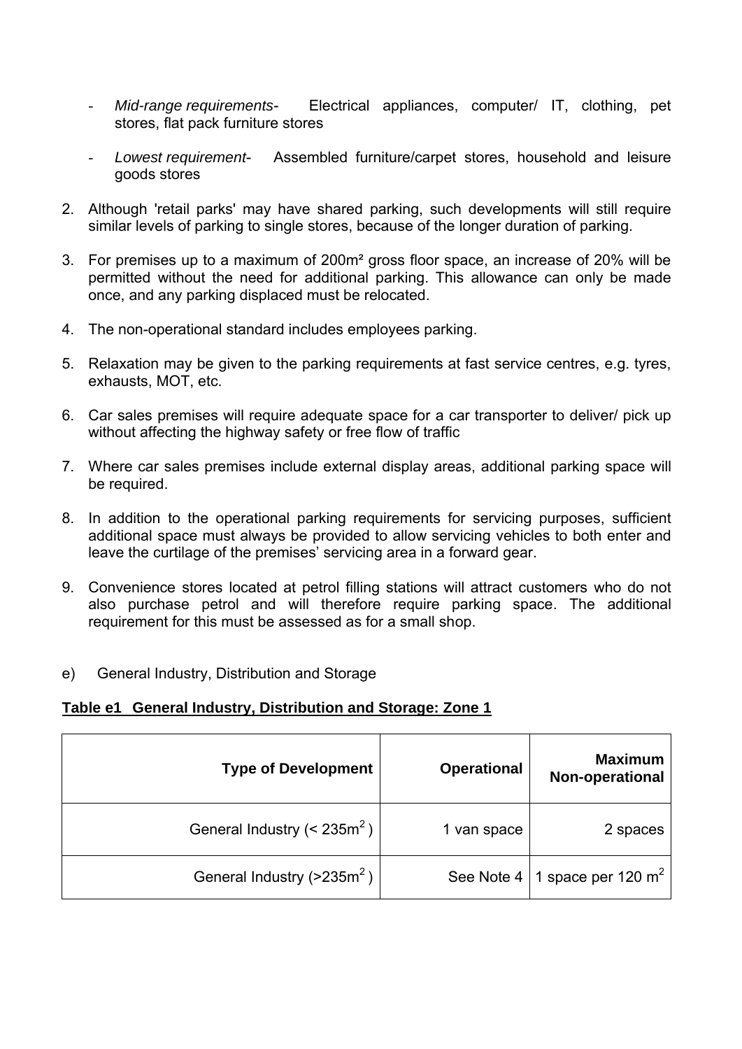- *Mid-range requirements-* Electrical appliances, computer/ IT, clothing, pet stores, flat pack furniture stores

- *Lowest requirement-* Assembled furniture/carpet stores, household and leisure goods stores

2. Although 'retail parks' may have shared parking, such developments will still require similar levels of parking to single stores, because of the longer duration of parking.

3. For premises up to a maximum of 200m² gross floor space, an increase of 20% will be permitted without the need for additional parking. This allowance can only be made once, and any parking displaced must be relocated.

4. The non-operational standard includes employees parking.

5. Relaxation may be given to the parking requirements at fast service centres, e.g. tyres, exhausts, MOT, etc.

6. Car sales premises will require adequate space for a car transporter to deliver/ pick up without affecting the highway safety or free flow of traffic

7. Where car sales premises include external display areas, additional parking space will be required.

8. In addition to the operational parking requirements for servicing purposes, sufficient additional space must always be provided to allow servicing vehicles to both enter and leave the curtilage of the premises' servicing area in a forward gear.

9. Convenience stores located at petrol filling stations will attract customers who do not also purchase petrol and will therefore require parking space. The additional requirement for this must be assessed as for a small shop.

e) General Industry, Distribution and Storage

**Table e1 General Industry, Distribution and Storage: Zone 1**

| **Type of Development** | **Operational** | **Maximum Non-operational** |
|---:|---:|---:|
| General Industry (< 235m²) | 1 van space | 2 spaces |
| General Industry (>235m²) | See Note 4 | 1 space per 120 m² |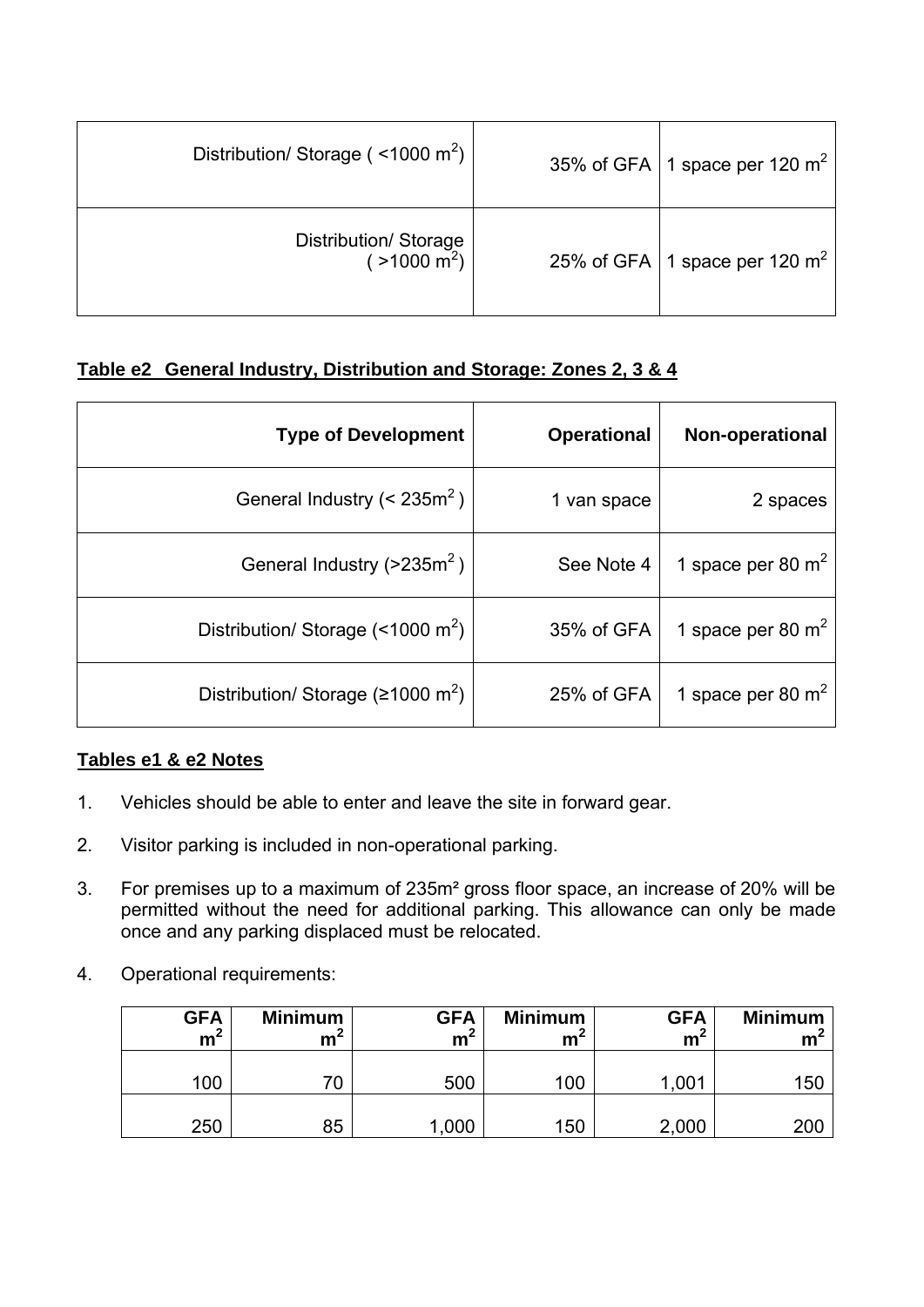| | | |
|---|---|---|
| Distribution/ Storage ( <1000 $m^2$) | 35% of GFA | 1 space per 120 $m^2$ |
| Distribution/ Storage ( >1000 $m^2$) | 25% of GFA | 1 space per 120 $m^2$ |

**Table e2 General Industry, Distribution and Storage: Zones 2, 3 & 4**

| Type of Development | Operational | Non-operational |
|---|---|---|
| General Industry (< 235$m^2$ ) | 1 van space | 2 spaces |
| General Industry (>235$m^2$ ) | See Note 4 | 1 space per 80 $m^2$ |
| Distribution/ Storage (<1000 $m^2$) | 35% of GFA | 1 space per 80 $m^2$ |
| Distribution/ Storage (≥1000 $m^2$) | 25% of GFA | 1 space per 80 $m^2$ |

**Tables e1 & e2 Notes**

1. Vehicles should be able to enter and leave the site in forward gear.

2. Visitor parking is included in non-operational parking.

3. For premises up to a maximum of 235m² gross floor space, an increase of 20% will be permitted without the need for additional parking. This allowance can only be made once and any parking displaced must be relocated.

4. Operational requirements:

| GFA $m^2$ | Minimum $m^2$ | GFA $m^2$ | Minimum $m^2$ | GFA $m^2$ | Minimum $m^2$ |
|---|---|---|---|---|---|
| 100 | 70 | 500 | 100 | 1,001 | 150 |
| 250 | 85 | 1,000 | 150 | 2,000 | 200 |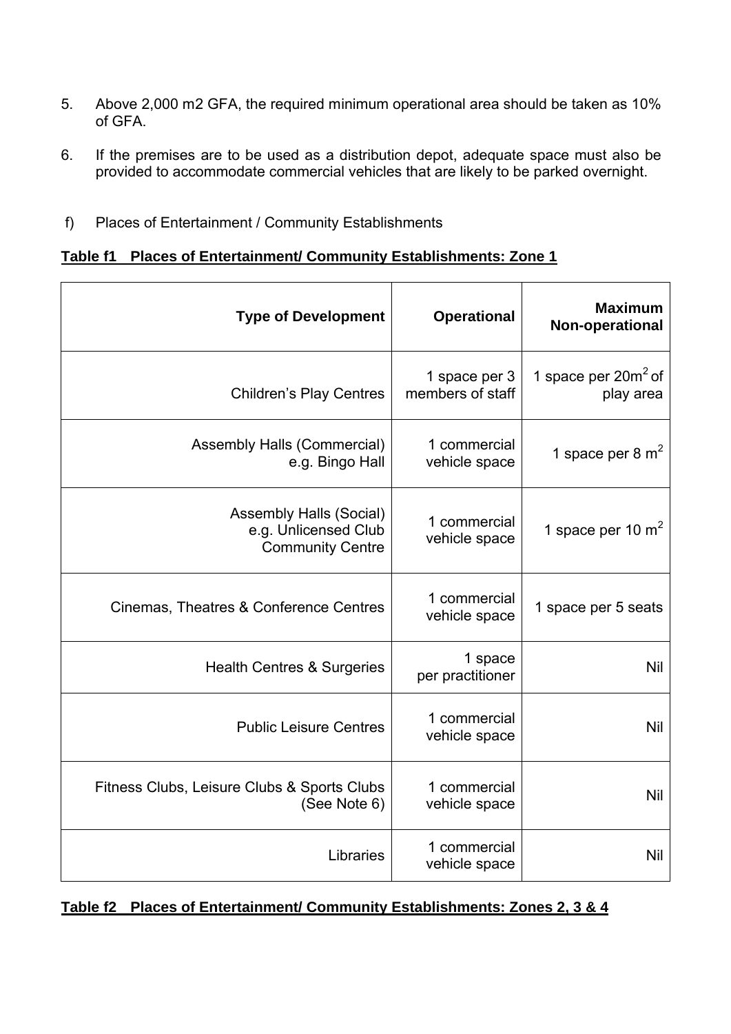5. Above 2,000 m2 GFA, the required minimum operational area should be taken as 10% of GFA.

6. If the premises are to be used as a distribution depot, adequate space must also be provided to accommodate commercial vehicles that are likely to be parked overnight.

f) Places of Entertainment / Community Establishments

**Table f1 Places of Entertainment/ Community Establishments: Zone 1**

| Type of Development | Operational | Maximum Non-operational |
|---:|---:|---:|
| Children's Play Centres | 1 space per 3 members of staff | 1 space per $20m^2$ of play area |
| Assembly Halls (Commercial) e.g. Bingo Hall | 1 commercial vehicle space | 1 space per 8 $m^2$ |
| Assembly Halls (Social) e.g. Unlicensed Club Community Centre | 1 commercial vehicle space | 1 space per 10 $m^2$ |
| Cinemas, Theatres & Conference Centres | 1 commercial vehicle space | 1 space per 5 seats |
| Health Centres & Surgeries | 1 space per practitioner | Nil |
| Public Leisure Centres | 1 commercial vehicle space | Nil |
| Fitness Clubs, Leisure Clubs & Sports Clubs (See Note 6) | 1 commercial vehicle space | Nil |
| Libraries | 1 commercial vehicle space | Nil |

**Table f2 Places of Entertainment/ Community Establishments: Zones 2, 3 & 4**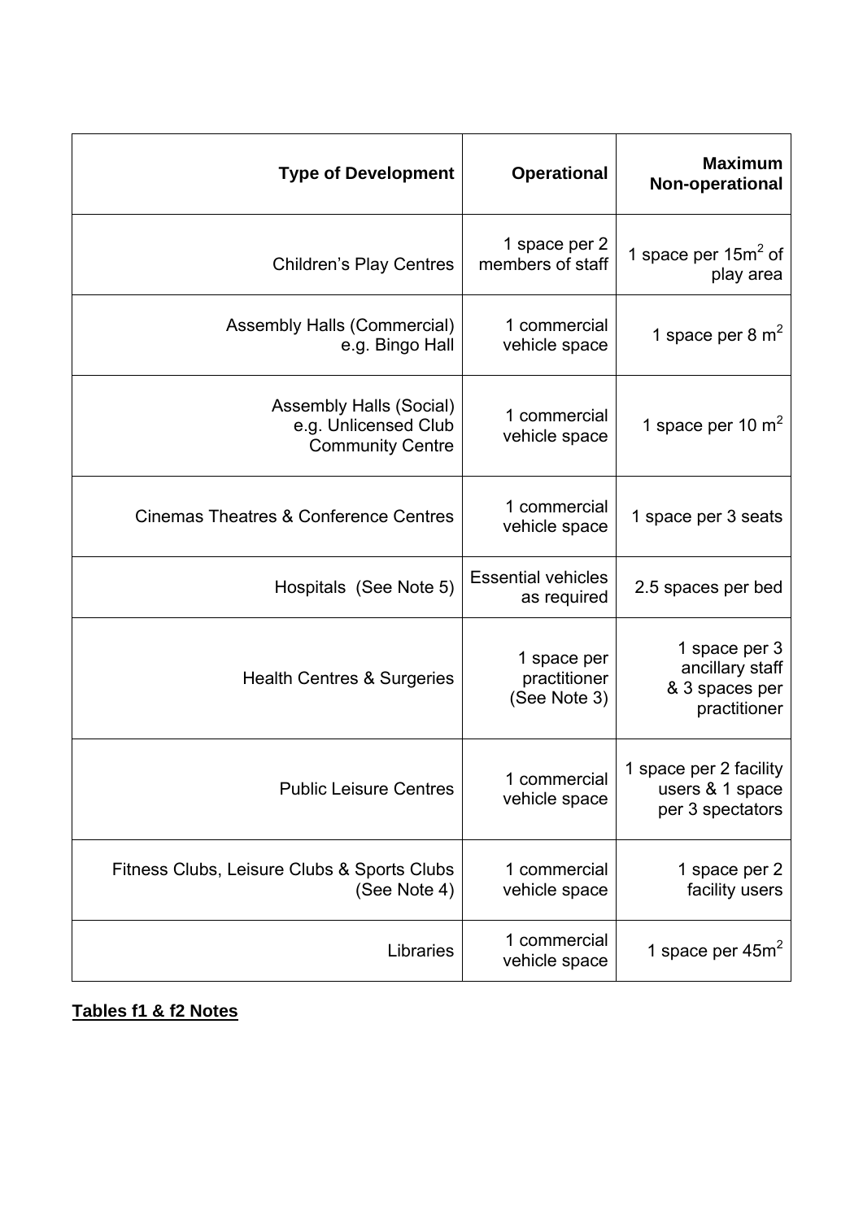| Type of Development | Operational | Maximum Non-operational |
|---|---|---|
| Children's Play Centres | 1 space per 2 members of staff | 1 space per $15m^2$ of play area |
| Assembly Halls (Commercial) e.g. Bingo Hall | 1 commercial vehicle space | 1 space per 8 $m^2$ |
| Assembly Halls (Social) e.g. Unlicensed Club Community Centre | 1 commercial vehicle space | 1 space per 10 $m^2$ |
| Cinemas Theatres & Conference Centres | 1 commercial vehicle space | 1 space per 3 seats |
| Hospitals (See Note 5) | Essential vehicles as required | 2.5 spaces per bed |
| Health Centres & Surgeries | 1 space per practitioner (See Note 3) | 1 space per 3 ancillary staff & 3 spaces per practitioner |
| Public Leisure Centres | 1 commercial vehicle space | 1 space per 2 facility users & 1 space per 3 spectators |
| Fitness Clubs, Leisure Clubs & Sports Clubs (See Note 4) | 1 commercial vehicle space | 1 space per 2 facility users |
| Libraries | 1 commercial vehicle space | 1 space per $45m^2$ |

**Tables f1 & f2 Notes**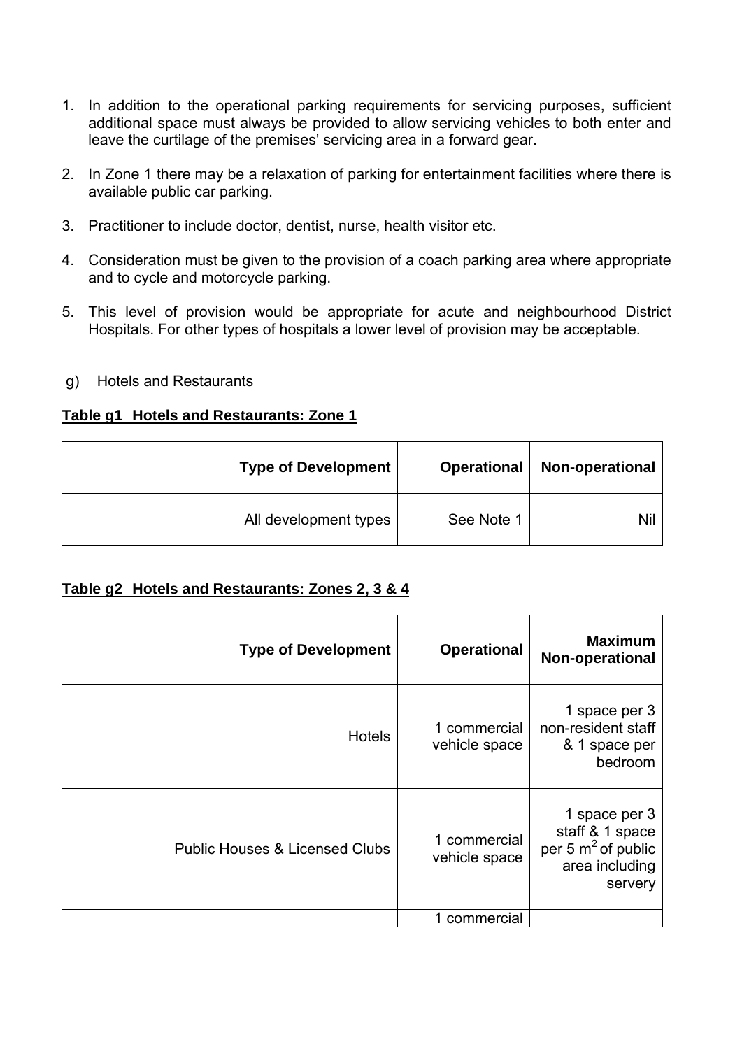1. In addition to the operational parking requirements for servicing purposes, sufficient additional space must always be provided to allow servicing vehicles to both enter and leave the curtilage of the premises' servicing area in a forward gear.

2. In Zone 1 there may be a relaxation of parking for entertainment facilities where there is available public car parking.

3. Practitioner to include doctor, dentist, nurse, health visitor etc.

4. Consideration must be given to the provision of a coach parking area where appropriate and to cycle and motorcycle parking.

5. This level of provision would be appropriate for acute and neighbourhood District Hospitals. For other types of hospitals a lower level of provision may be acceptable.

g) Hotels and Restaurants

**Table g1 Hotels and Restaurants: Zone 1**

| Type of Development | Operational | Non-operational |
|---:|---:|---:|
| All development types | See Note 1 | Nil |

**Table g2 Hotels and Restaurants: Zones 2, 3 & 4**

| Type of Development | Operational | Maximum Non-operational |
|---:|---:|---:|
| Hotels | 1 commercial vehicle space | 1 space per 3 non-resident staff & 1 space per bedroom |
| Public Houses & Licensed Clubs | 1 commercial vehicle space | 1 space per 3 staff & 1 space per 5 $m^2$ of public area including servery |
| | 1 commercial | |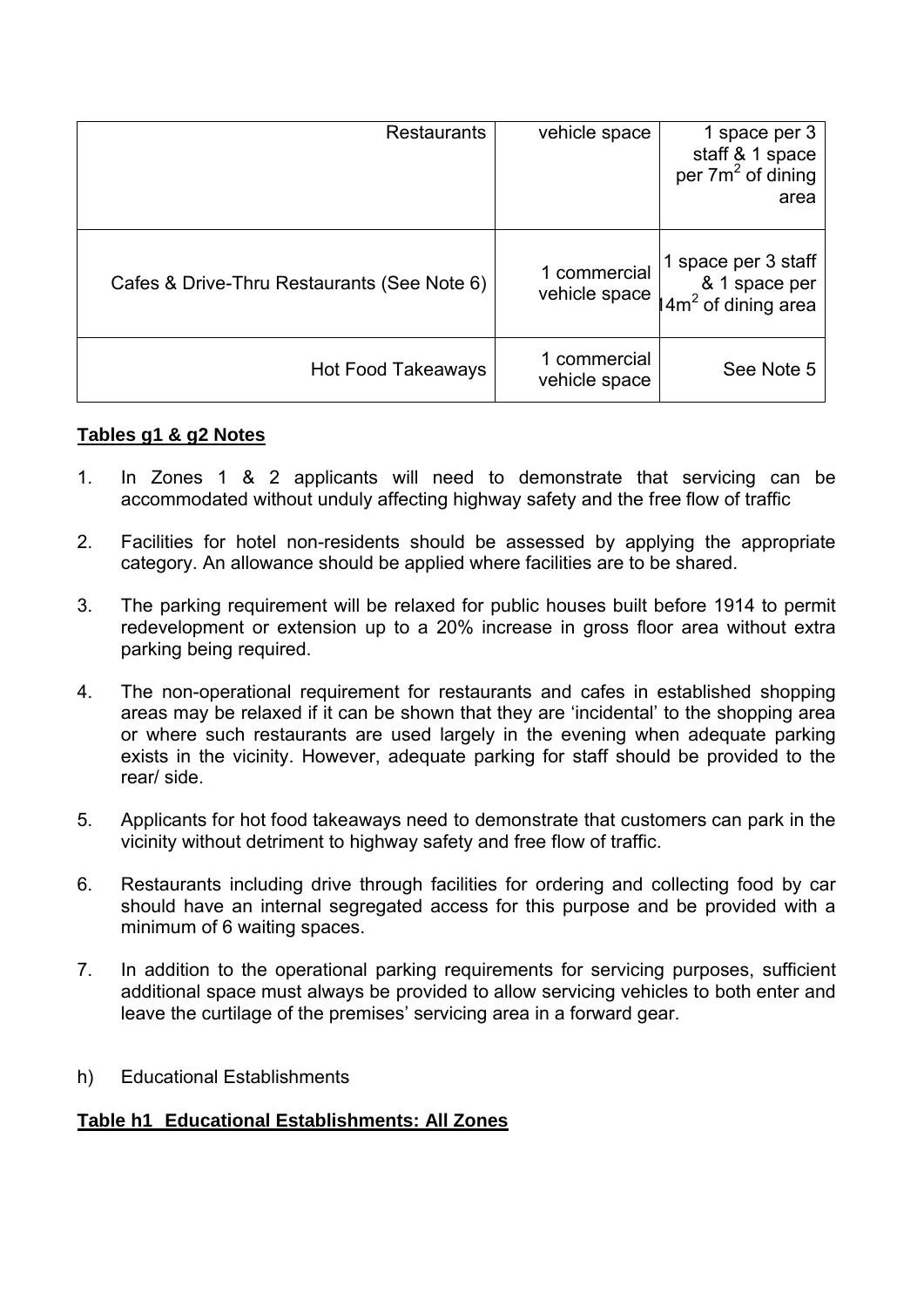| Restaurants | vehicle space | 1 space per 3 staff & 1 space per 7m$^2$ of dining area |
|---|---|---|
| Cafes & Drive-Thru Restaurants (See Note 6) | 1 commercial vehicle space | 1 space per 3 staff & 1 space per 14m$^2$ of dining area |
| Hot Food Takeaways | 1 commercial vehicle space | See Note 5 |

**Tables g1 & g2 Notes**

1. In Zones 1 & 2 applicants will need to demonstrate that servicing can be accommodated without unduly affecting highway safety and the free flow of traffic

2. Facilities for hotel non-residents should be assessed by applying the appropriate category. An allowance should be applied where facilities are to be shared.

3. The parking requirement will be relaxed for public houses built before 1914 to permit redevelopment or extension up to a 20% increase in gross floor area without extra parking being required.

4. The non-operational requirement for restaurants and cafes in established shopping areas may be relaxed if it can be shown that they are 'incidental' to the shopping area or where such restaurants are used largely in the evening when adequate parking exists in the vicinity. However, adequate parking for staff should be provided to the rear/ side.

5. Applicants for hot food takeaways need to demonstrate that customers can park in the vicinity without detriment to highway safety and free flow of traffic.

6. Restaurants including drive through facilities for ordering and collecting food by car should have an internal segregated access for this purpose and be provided with a minimum of 6 waiting spaces.

7. In addition to the operational parking requirements for servicing purposes, sufficient additional space must always be provided to allow servicing vehicles to both enter and leave the curtilage of the premises' servicing area in a forward gear.

h) Educational Establishments

**Table h1 Educational Establishments: All Zones**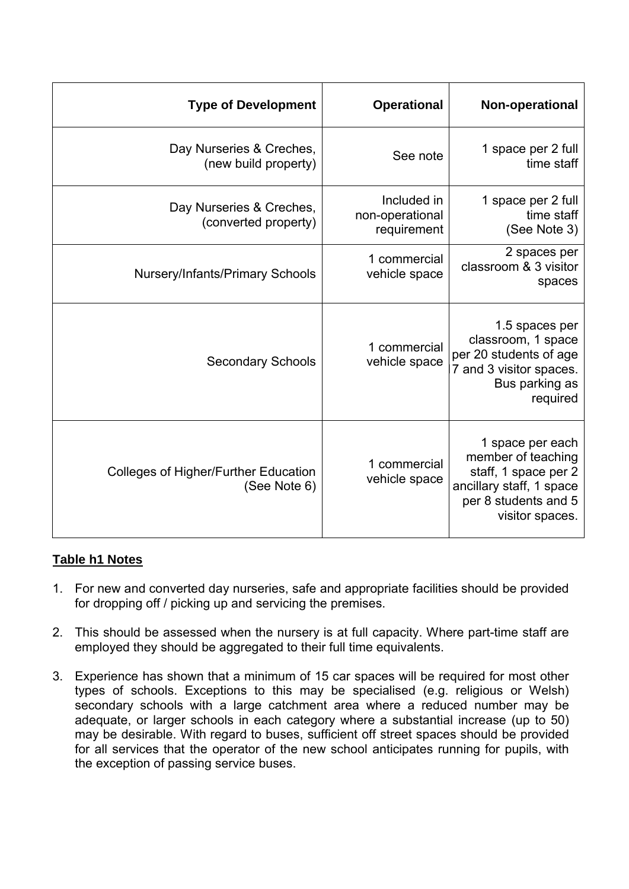| Type of Development | Operational | Non-operational |
|---|---|---|
| Day Nurseries & Creches, (new build property) | See note | 1 space per 2 full time staff |
| Day Nurseries & Creches, (converted property) | Included in non-operational requirement | 1 space per 2 full time staff (See Note 3) |
| Nursery/Infants/Primary Schools | 1 commercial vehicle space | 2 spaces per classroom & 3 visitor spaces |
| Secondary Schools | 1 commercial vehicle space | 1.5 spaces per classroom, 1 space per 20 students of age 7 and 3 visitor spaces. Bus parking as required |
| Colleges of Higher/Further Education (See Note 6) | 1 commercial vehicle space | 1 space per each member of teaching staff, 1 space per 2 ancillary staff, 1 space per 8 students and 5 visitor spaces. |

**Table h1 Notes**

1. For new and converted day nurseries, safe and appropriate facilities should be provided for dropping off / picking up and servicing the premises.
2. This should be assessed when the nursery is at full capacity. Where part-time staff are employed they should be aggregated to their full time equivalents.
3. Experience has shown that a minimum of 15 car spaces will be required for most other types of schools. Exceptions to this may be specialised (e.g. religious or Welsh) secondary schools with a large catchment area where a reduced number may be adequate, or larger schools in each category where a substantial increase (up to 50) may be desirable. With regard to buses, sufficient off street spaces should be provided for all services that the operator of the new school anticipates running for pupils, with the exception of passing service buses.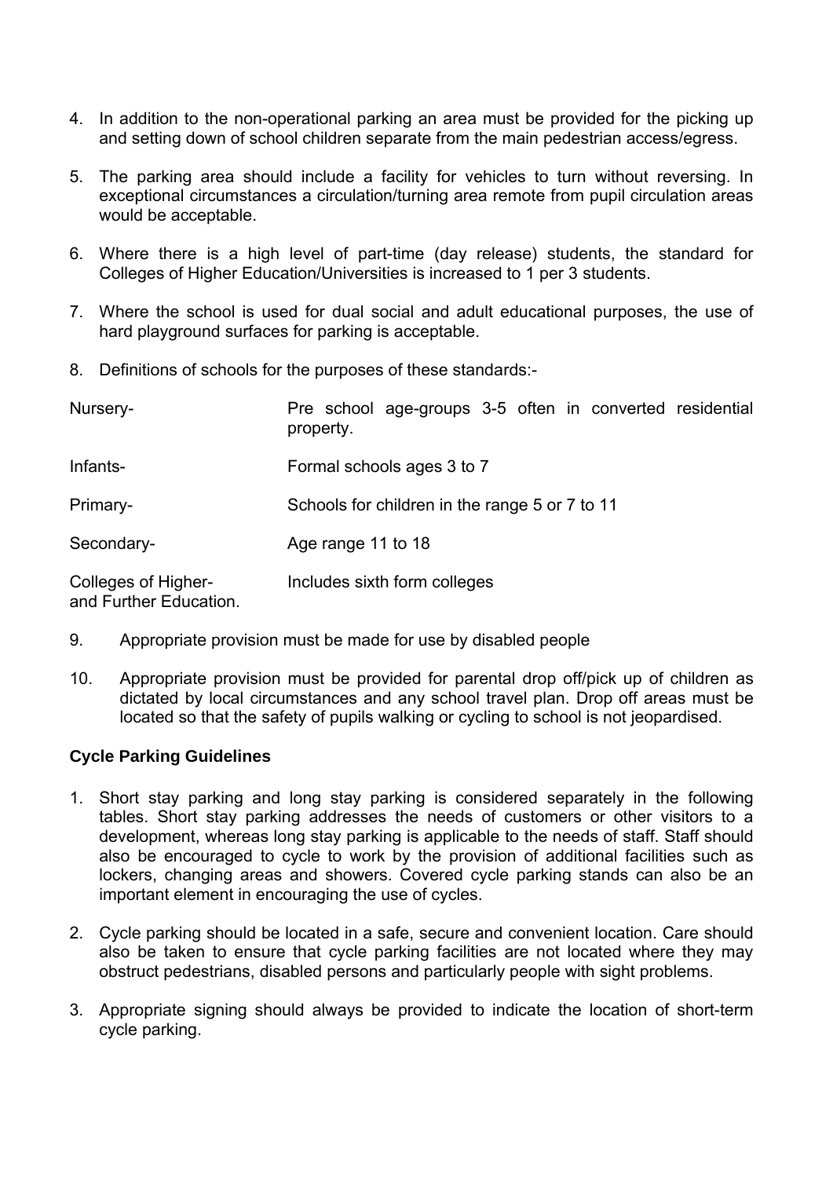4. In addition to the non-operational parking an area must be provided for the picking up and setting down of school children separate from the main pedestrian access/egress.

5. The parking area should include a facility for vehicles to turn without reversing. In exceptional circumstances a circulation/turning area remote from pupil circulation areas would be acceptable.

6. Where there is a high level of part-time (day release) students, the standard for Colleges of Higher Education/Universities is increased to 1 per 3 students.

7. Where the school is used for dual social and adult educational purposes, the use of hard playground surfaces for parking is acceptable.

8. Definitions of schools for the purposes of these standards:-

| | |
|---|---|
| Nursery- | Pre school age-groups 3-5 often in converted residential property. |
| Infants- | Formal schools ages 3 to 7 |
| Primary- | Schools for children in the range 5 or 7 to 11 |
| Secondary- | Age range 11 to 18 |
| Colleges of Higher- and Further Education. | Includes sixth form colleges |

9. Appropriate provision must be made for use by disabled people

10. Appropriate provision must be provided for parental drop off/pick up of children as dictated by local circumstances and any school travel plan. Drop off areas must be located so that the safety of pupils walking or cycling to school is not jeopardised.

### Cycle Parking Guidelines

1. Short stay parking and long stay parking is considered separately in the following tables. Short stay parking addresses the needs of customers or other visitors to a development, whereas long stay parking is applicable to the needs of staff. Staff should also be encouraged to cycle to work by the provision of additional facilities such as lockers, changing areas and showers. Covered cycle parking stands can also be an important element in encouraging the use of cycles.

2. Cycle parking should be located in a safe, secure and convenient location. Care should also be taken to ensure that cycle parking facilities are not located where they may obstruct pedestrians, disabled persons and particularly people with sight problems.

3. Appropriate signing should always be provided to indicate the location of short-term cycle parking.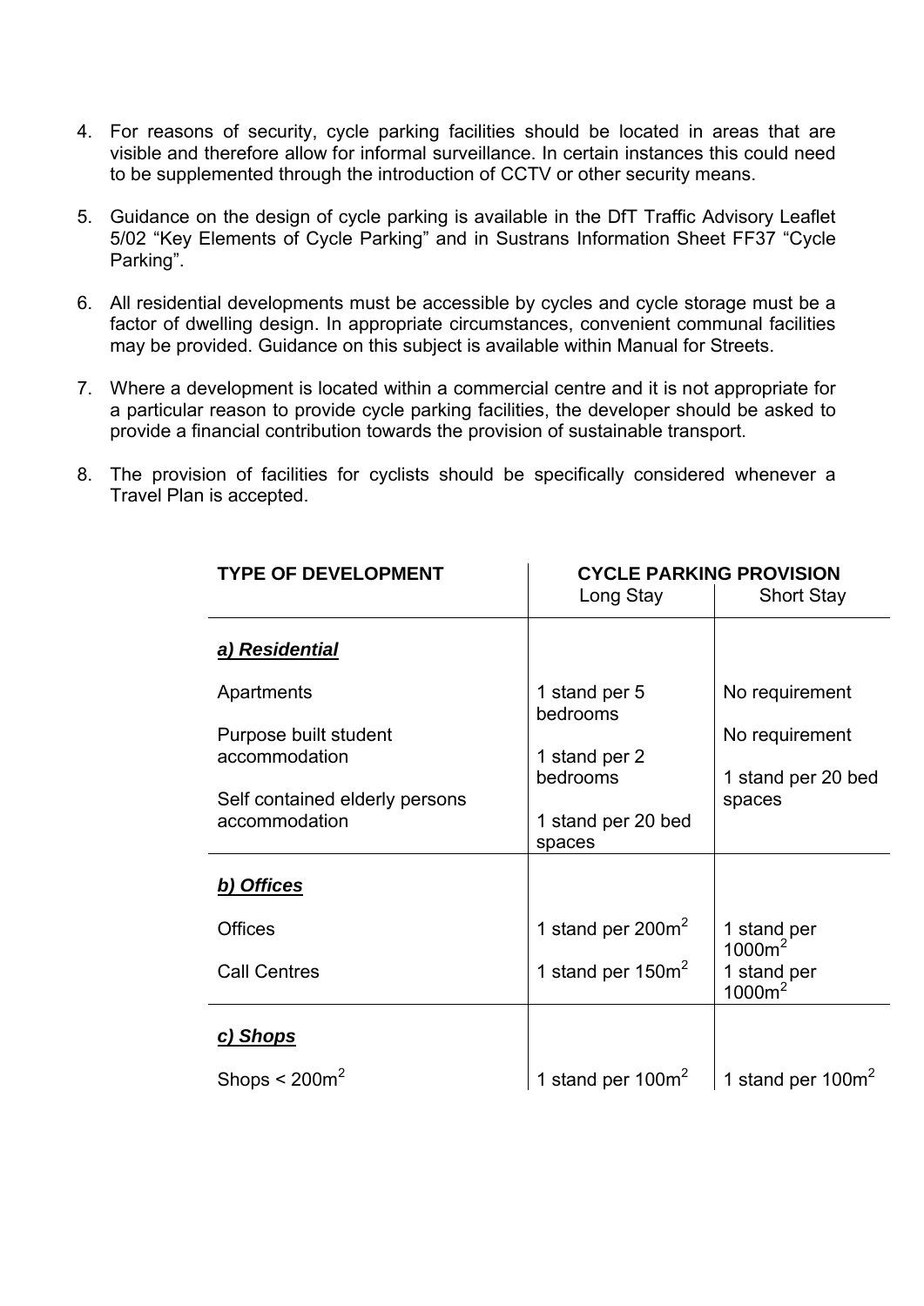4. For reasons of security, cycle parking facilities should be located in areas that are visible and therefore allow for informal surveillance. In certain instances this could need to be supplemented through the introduction of CCTV or other security means.

5. Guidance on the design of cycle parking is available in the DfT Traffic Advisory Leaflet 5/02 "Key Elements of Cycle Parking" and in Sustrans Information Sheet FF37 "Cycle Parking".

6. All residential developments must be accessible by cycles and cycle storage must be a factor of dwelling design. In appropriate circumstances, convenient communal facilities may be provided. Guidance on this subject is available within Manual for Streets.

7. Where a development is located within a commercial centre and it is not appropriate for a particular reason to provide cycle parking facilities, the developer should be asked to provide a financial contribution towards the provision of sustainable transport.

8. The provision of facilities for cyclists should be specifically considered whenever a Travel Plan is accepted.

| TYPE OF DEVELOPMENT | CYCLE PARKING PROVISION | |
|---|---|---|
| | Long Stay | Short Stay |
| ***a) Residential*** | | |
| Apartments | 1 stand per 5 bedrooms | No requirement |
| Purpose built student accommodation | 1 stand per 2 bedrooms | No requirement |
| Self contained elderly persons accommodation | 1 stand per 20 bed spaces | 1 stand per 20 bed spaces |
| ***b) Offices*** | | |
| Offices | 1 stand per $200m^2$ | 1 stand per $1000m^2$ |
| Call Centres | 1 stand per $150m^2$ | 1 stand per $1000m^2$ |
| ***c) Shops*** | | |
| Shops < $200m^2$ | 1 stand per $100m^2$ | 1 stand per $100m^2$ |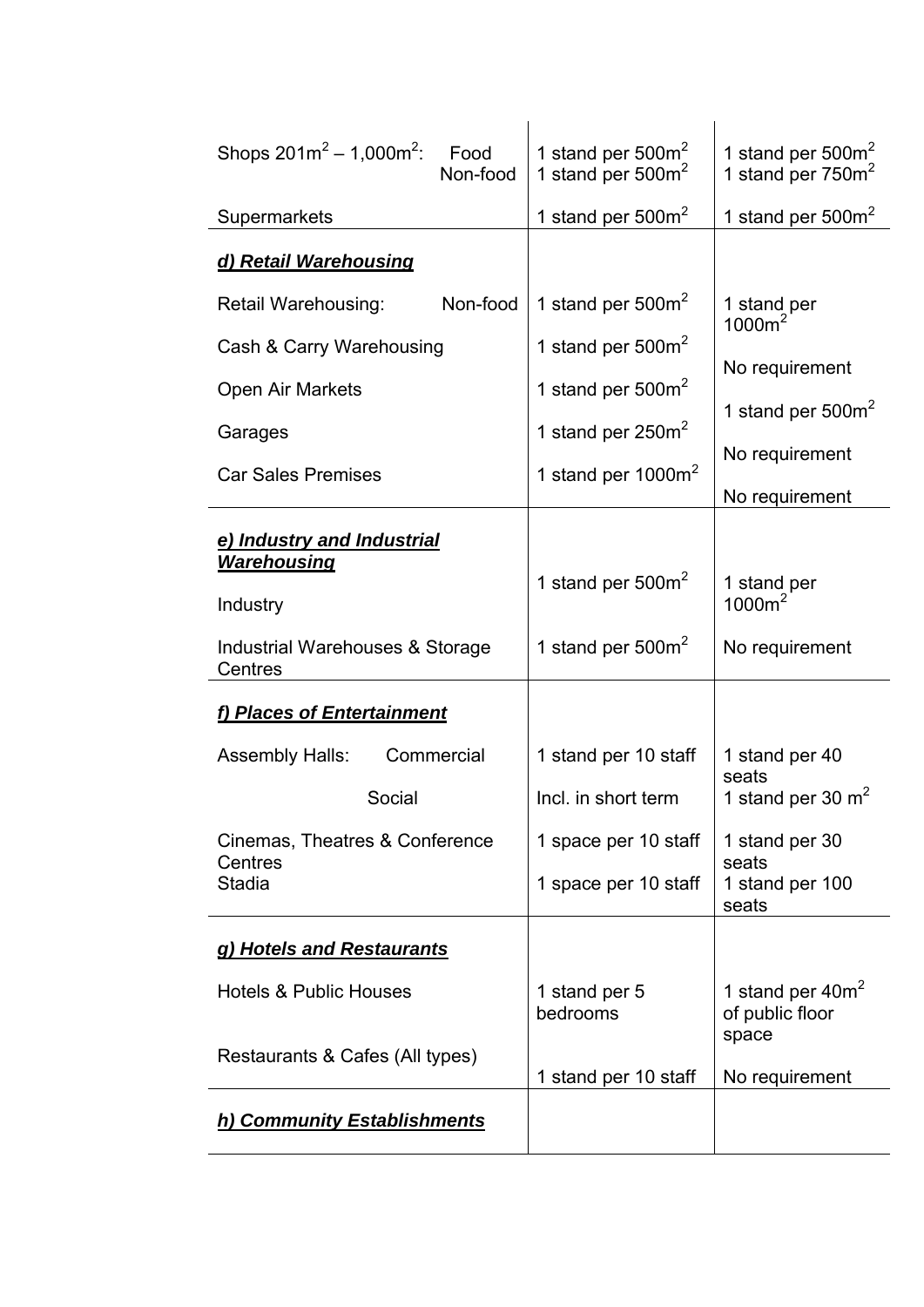| | | |
|---|---|---|
| Shops $201m^2$ – $1,000m^2$: Food | 1 stand per $500m^2$ | 1 stand per $500m^2$ |
| Non-food | 1 stand per $500m^2$ | 1 stand per $750m^2$ |
| Supermarkets | 1 stand per $500m^2$ | 1 stand per $500m^2$ |
| ***d) Retail Warehousing*** | | |
| Retail Warehousing: Non-food | 1 stand per $500m^2$ | 1 stand per $1000m^2$ |
| Cash & Carry Warehousing | 1 stand per $500m^2$ | No requirement |
| Open Air Markets | 1 stand per $500m^2$ | 1 stand per $500m^2$ |
| Garages | 1 stand per $250m^2$ | No requirement |
| Car Sales Premises | 1 stand per $1000m^2$ | No requirement |
| ***e) Industry and Industrial Warehousing*** | | |
| Industry | 1 stand per $500m^2$ | 1 stand per $1000m^2$ |
| Industrial Warehouses & Storage Centres | 1 stand per $500m^2$ | No requirement |
| ***f) Places of Entertainment*** | | |
| Assembly Halls: Commercial | 1 stand per 10 staff | 1 stand per 40 seats |
| Social | Incl. in short term | 1 stand per 30 $m^2$ |
| Cinemas, Theatres & Conference Centres | 1 space per 10 staff | 1 stand per 30 seats |
| Stadia | 1 space per 10 staff | 1 stand per 100 seats |
| ***g) Hotels and Restaurants*** | | |
| Hotels & Public Houses | 1 stand per 5 bedrooms | 1 stand per $40m^2$ of public floor space |
| Restaurants & Cafes (All types) | 1 stand per 10 staff | No requirement |
| ***h) Community Establishments*** | | |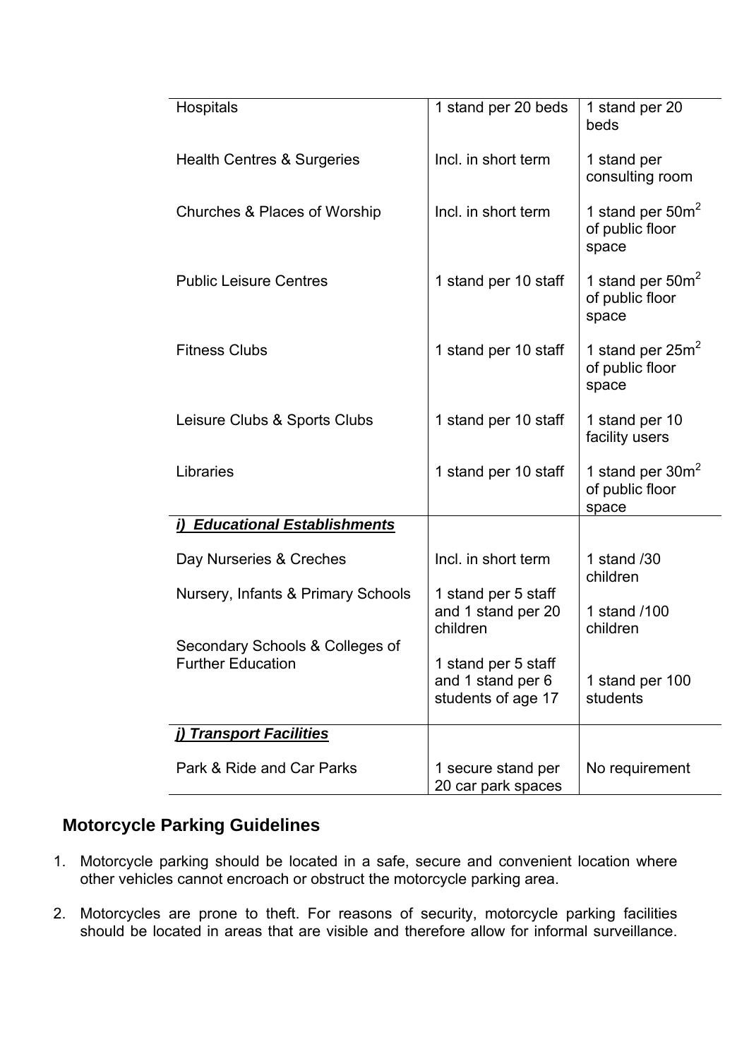| | | |
|---|---|---|
| Hospitals | 1 stand per 20 beds | 1 stand per 20 beds |
| Health Centres & Surgeries | Incl. in short term | 1 stand per consulting room |
| Churches & Places of Worship | Incl. in short term | 1 stand per $50m^2$ of public floor space |
| Public Leisure Centres | 1 stand per 10 staff | 1 stand per $50m^2$ of public floor space |
| Fitness Clubs | 1 stand per 10 staff | 1 stand per $25m^2$ of public floor space |
| Leisure Clubs & Sports Clubs | 1 stand per 10 staff | 1 stand per 10 facility users |
| Libraries | 1 stand per 10 staff | 1 stand per $30m^2$ of public floor space |
| ***i) Educational Establishments*** | | |
| Day Nurseries & Creches | Incl. in short term | 1 stand /30 children |
| Nursery, Infants & Primary Schools | 1 stand per 5 staff and 1 stand per 20 children | 1 stand /100 children |
| Secondary Schools & Colleges of Further Education | 1 stand per 5 staff and 1 stand per 6 students of age 17 | 1 stand per 100 students |
| ***j) Transport Facilities*** | | |
| Park & Ride and Car Parks | 1 secure stand per 20 car park spaces | No requirement |

## Motorcycle Parking Guidelines

1. Motorcycle parking should be located in a safe, secure and convenient location where other vehicles cannot encroach or obstruct the motorcycle parking area.

2. Motorcycles are prone to theft. For reasons of security, motorcycle parking facilities should be located in areas that are visible and therefore allow for informal surveillance.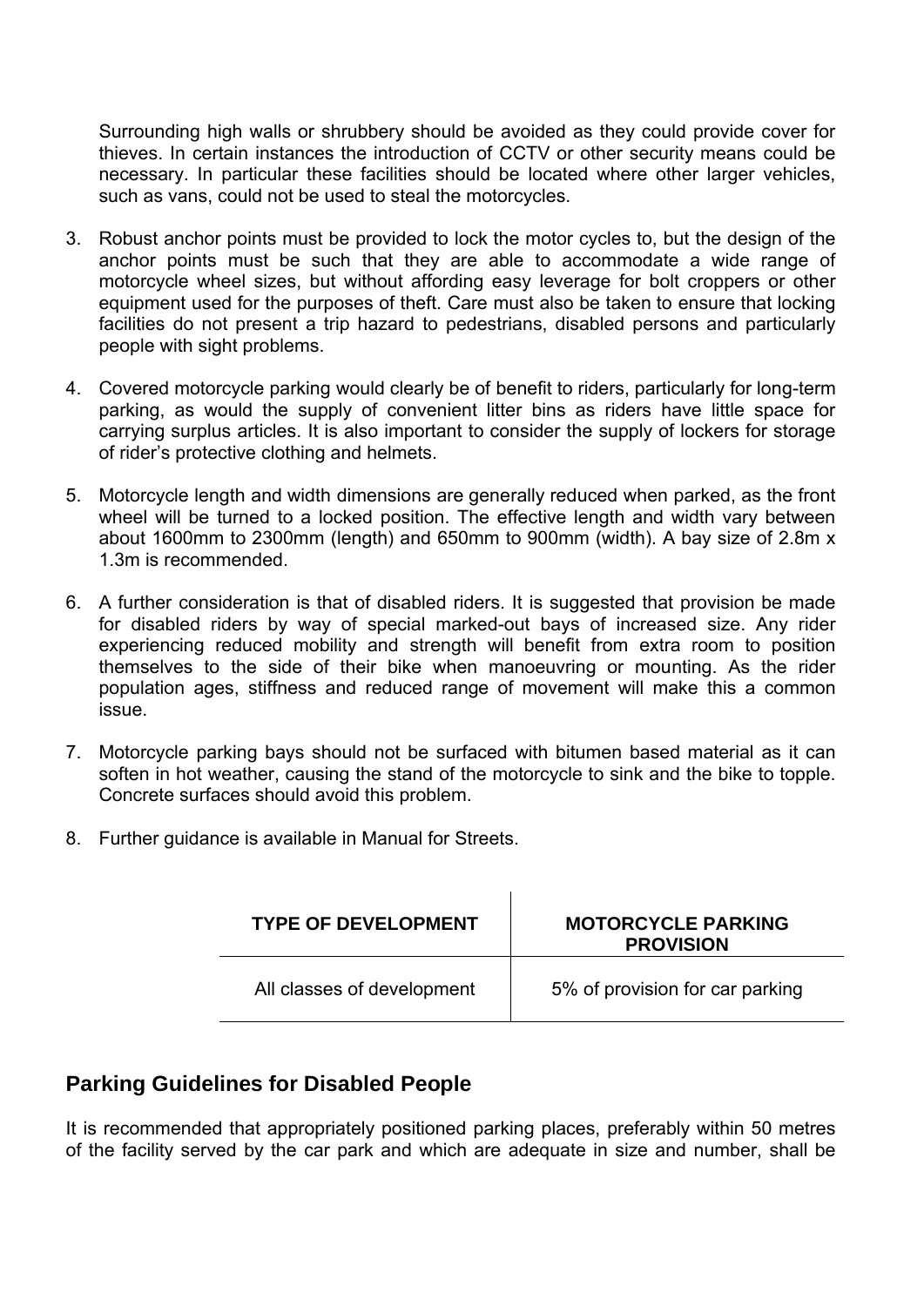Surrounding high walls or shrubbery should be avoided as they could provide cover for thieves. In certain instances the introduction of CCTV or other security means could be necessary. In particular these facilities should be located where other larger vehicles, such as vans, could not be used to steal the motorcycles.

3. Robust anchor points must be provided to lock the motor cycles to, but the design of the anchor points must be such that they are able to accommodate a wide range of motorcycle wheel sizes, but without affording easy leverage for bolt croppers or other equipment used for the purposes of theft. Care must also be taken to ensure that locking facilities do not present a trip hazard to pedestrians, disabled persons and particularly people with sight problems.

4. Covered motorcycle parking would clearly be of benefit to riders, particularly for long-term parking, as would the supply of convenient litter bins as riders have little space for carrying surplus articles. It is also important to consider the supply of lockers for storage of rider's protective clothing and helmets.

5. Motorcycle length and width dimensions are generally reduced when parked, as the front wheel will be turned to a locked position. The effective length and width vary between about 1600mm to 2300mm (length) and 650mm to 900mm (width). A bay size of 2.8m x 1.3m is recommended.

6. A further consideration is that of disabled riders. It is suggested that provision be made for disabled riders by way of special marked-out bays of increased size. Any rider experiencing reduced mobility and strength will benefit from extra room to position themselves to the side of their bike when manoeuvring or mounting. As the rider population ages, stiffness and reduced range of movement will make this a common issue.

7. Motorcycle parking bays should not be surfaced with bitumen based material as it can soften in hot weather, causing the stand of the motorcycle to sink and the bike to topple. Concrete surfaces should avoid this problem.

8. Further guidance is available in Manual for Streets.

| TYPE OF DEVELOPMENT | MOTORCYCLE PARKING PROVISION |
| --- | --- |
| All classes of development | 5% of provision for car parking |

## Parking Guidelines for Disabled People

It is recommended that appropriately positioned parking places, preferably within 50 metres of the facility served by the car park and which are adequate in size and number, shall be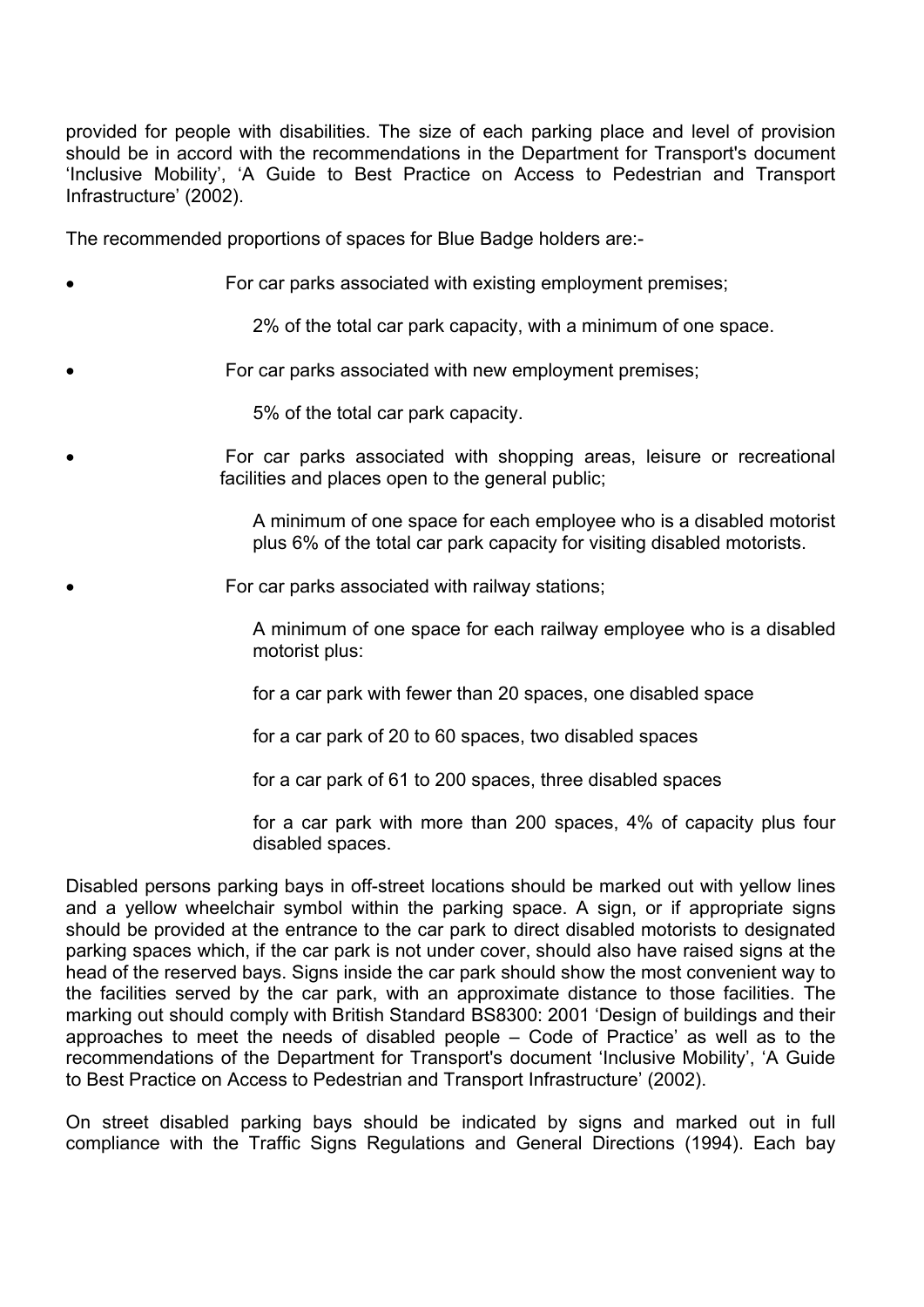provided for people with disabilities. The size of each parking place and level of provision should be in accord with the recommendations in the Department for Transport's document 'Inclusive Mobility', 'A Guide to Best Practice on Access to Pedestrian and Transport Infrastructure' (2002).

The recommended proportions of spaces for Blue Badge holders are:-

- For car parks associated with existing employment premises;

  2% of the total car park capacity, with a minimum of one space.

- For car parks associated with new employment premises;

  5% of the total car park capacity.

- For car parks associated with shopping areas, leisure or recreational facilities and places open to the general public;

  A minimum of one space for each employee who is a disabled motorist plus 6% of the total car park capacity for visiting disabled motorists.

- For car parks associated with railway stations;

  A minimum of one space for each railway employee who is a disabled motorist plus:

  for a car park with fewer than 20 spaces, one disabled space

  for a car park of 20 to 60 spaces, two disabled spaces

  for a car park of 61 to 200 spaces, three disabled spaces

  for a car park with more than 200 spaces, 4% of capacity plus four disabled spaces.

Disabled persons parking bays in off-street locations should be marked out with yellow lines and a yellow wheelchair symbol within the parking space. A sign, or if appropriate signs should be provided at the entrance to the car park to direct disabled motorists to designated parking spaces which, if the car park is not under cover, should also have raised signs at the head of the reserved bays. Signs inside the car park should show the most convenient way to the facilities served by the car park, with an approximate distance to those facilities. The marking out should comply with British Standard BS8300: 2001 'Design of buildings and their approaches to meet the needs of disabled people – Code of Practice' as well as to the recommendations of the Department for Transport's document 'Inclusive Mobility', 'A Guide to Best Practice on Access to Pedestrian and Transport Infrastructure' (2002).

On street disabled parking bays should be indicated by signs and marked out in full compliance with the Traffic Signs Regulations and General Directions (1994). Each bay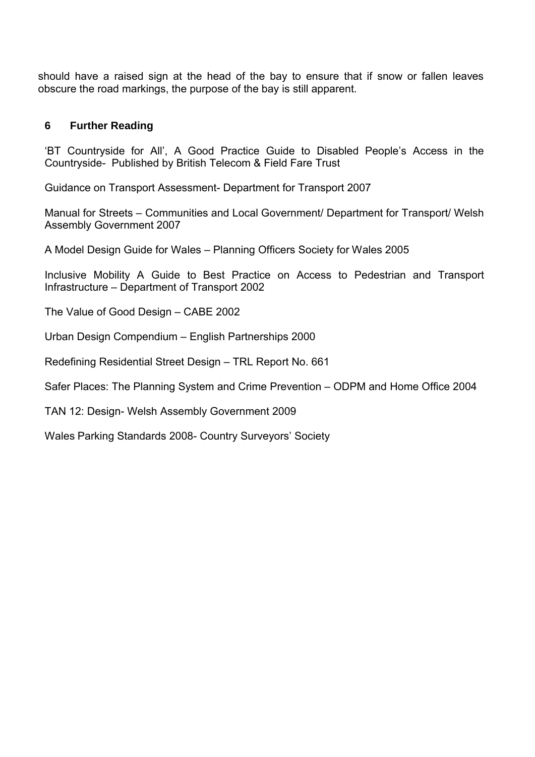should have a raised sign at the head of the bay to ensure that if snow or fallen leaves obscure the road markings, the purpose of the bay is still apparent.

## 6 Further Reading

'BT Countryside for All', A Good Practice Guide to Disabled People's Access in the Countryside- Published by British Telecom & Field Fare Trust

Guidance on Transport Assessment- Department for Transport 2007

Manual for Streets – Communities and Local Government/ Department for Transport/ Welsh Assembly Government 2007

A Model Design Guide for Wales – Planning Officers Society for Wales 2005

Inclusive Mobility A Guide to Best Practice on Access to Pedestrian and Transport Infrastructure – Department of Transport 2002

The Value of Good Design – CABE 2002

Urban Design Compendium – English Partnerships 2000

Redefining Residential Street Design – TRL Report No. 661

Safer Places: The Planning System and Crime Prevention – ODPM and Home Office 2004

TAN 12: Design- Welsh Assembly Government 2009

Wales Parking Standards 2008- Country Surveyors' Society